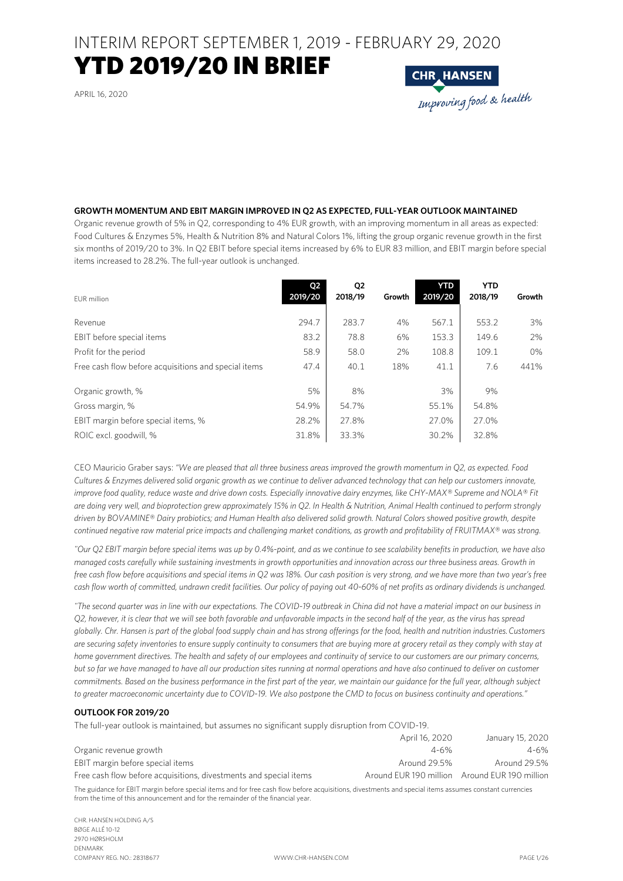# INTERIM REPORT SEPTEMBER 1, 2019 - FEBRUARY 29, 2020

# YTD 2019/20 IN BRIEF

APRIL 16, 2020

CHR. HANSEN
*Improving food & health*

**GROWTH MOMENTUM AND EBIT MARGIN IMPROVED IN Q2 AS EXPECTED, FULL-YEAR OUTLOOK MAINTAINED**

Organic revenue growth of 5% in Q2, corresponding to 4% EUR growth, with an improving momentum in all areas as expected: Food Cultures & Enzymes 5%, Health & Nutrition 8% and Natural Colors 1%, lifting the group organic revenue growth in the first six months of 2019/20 to 3%. In Q2 EBIT before special items increased by 6% to EUR 83 million, and EBIT margin before special items increased to 28.2%. The full-year outlook is unchanged.

| EUR million | Q2 2019/20 | Q2 2018/19 | Growth | YTD 2019/20 | YTD 2018/19 | Growth |
|---|---|---|---|---|---|---|
| Revenue | 294.7 | 283.7 | 4% | 567.1 | 553.2 | 3% |
| EBIT before special items | 83.2 | 78.8 | 6% | 153.3 | 149.6 | 2% |
| Profit for the period | 58.9 | 58.0 | 2% | 108.8 | 109.1 | 0% |
| Free cash flow before acquisitions and special items | 47.4 | 40.1 | 18% | 41.1 | 7.6 | 441% |
| Organic growth, % | 5% | 8% | | 3% | 9% | |
| Gross margin, % | 54.9% | 54.7% | | 55.1% | 54.8% | |
| EBIT margin before special items, % | 28.2% | 27.8% | | 27.0% | 27.0% | |
| ROIC excl. goodwill, % | 31.8% | 33.3% | | 30.2% | 32.8% | |

CEO Mauricio Graber says: *"We are pleased that all three business areas improved the growth momentum in Q2, as expected. Food Cultures & Enzymes delivered solid organic growth as we continue to deliver advanced technology that can help our customers innovate, improve food quality, reduce waste and drive down costs. Especially innovative dairy enzymes, like CHY-MAX® Supreme and NOLA® Fit are doing very well, and bioprotection grew approximately 15% in Q2. In Health & Nutrition, Animal Health continued to perform strongly driven by BOVAMINE® Dairy probiotics; and Human Health also delivered solid growth. Natural Colors showed positive growth, despite continued negative raw material price impacts and challenging market conditions, as growth and profitability of FRUITMAX® was strong.*

*"Our Q2 EBIT margin before special items was up by 0.4%-point, and as we continue to see scalability benefits in production, we have also managed costs carefully while sustaining investments in growth opportunities and innovation across our three business areas. Growth in free cash flow before acquisitions and special items in Q2 was 18%. Our cash position is very strong, and we have more than two year's free cash flow worth of committed, undrawn credit facilities. Our policy of paying out 40-60% of net profits as ordinary dividends is unchanged.*

*"The second quarter was in line with our expectations. The COVID-19 outbreak in China did not have a material impact on our business in Q2, however, it is clear that we will see both favorable and unfavorable impacts in the second half of the year, as the virus has spread globally. Chr. Hansen is part of the global food supply chain and has strong offerings for the food, health and nutrition industries. Customers are securing safety inventories to ensure supply continuity to consumers that are buying more at grocery retail as they comply with stay at home government directives. The health and safety of our employees and continuity of service to our customers are our primary concerns, but so far we have managed to have all our production sites running at normal operations and have also continued to deliver on customer commitments. Based on the business performance in the first part of the year, we maintain our guidance for the full year, although subject to greater macroeconomic uncertainty due to COVID-19. We also postpone the CMD to focus on business continuity and operations."*

**OUTLOOK FOR 2019/20**

The full-year outlook is maintained, but assumes no significant supply disruption from COVID-19.

| | April 16, 2020 | January 15, 2020 |
|---|---|---|
| Organic revenue growth | 4-6% | 4-6% |
| EBIT margin before special items | Around 29.5% | Around 29.5% |
| Free cash flow before acquisitions, divestments and special items | Around EUR 190 million | Around EUR 190 million |

The guidance for EBIT margin before special items and for free cash flow before acquisitions, divestments and special items assumes constant currencies from the time of this announcement and for the remainder of the financial year.

CHR. HANSEN HOLDING A/S
BØGE ALLÉ 10-12
2970 HØRSHOLM
DENMARK
COMPANY REG. NO.: 28318677

WWW.CHR-HANSEN.COM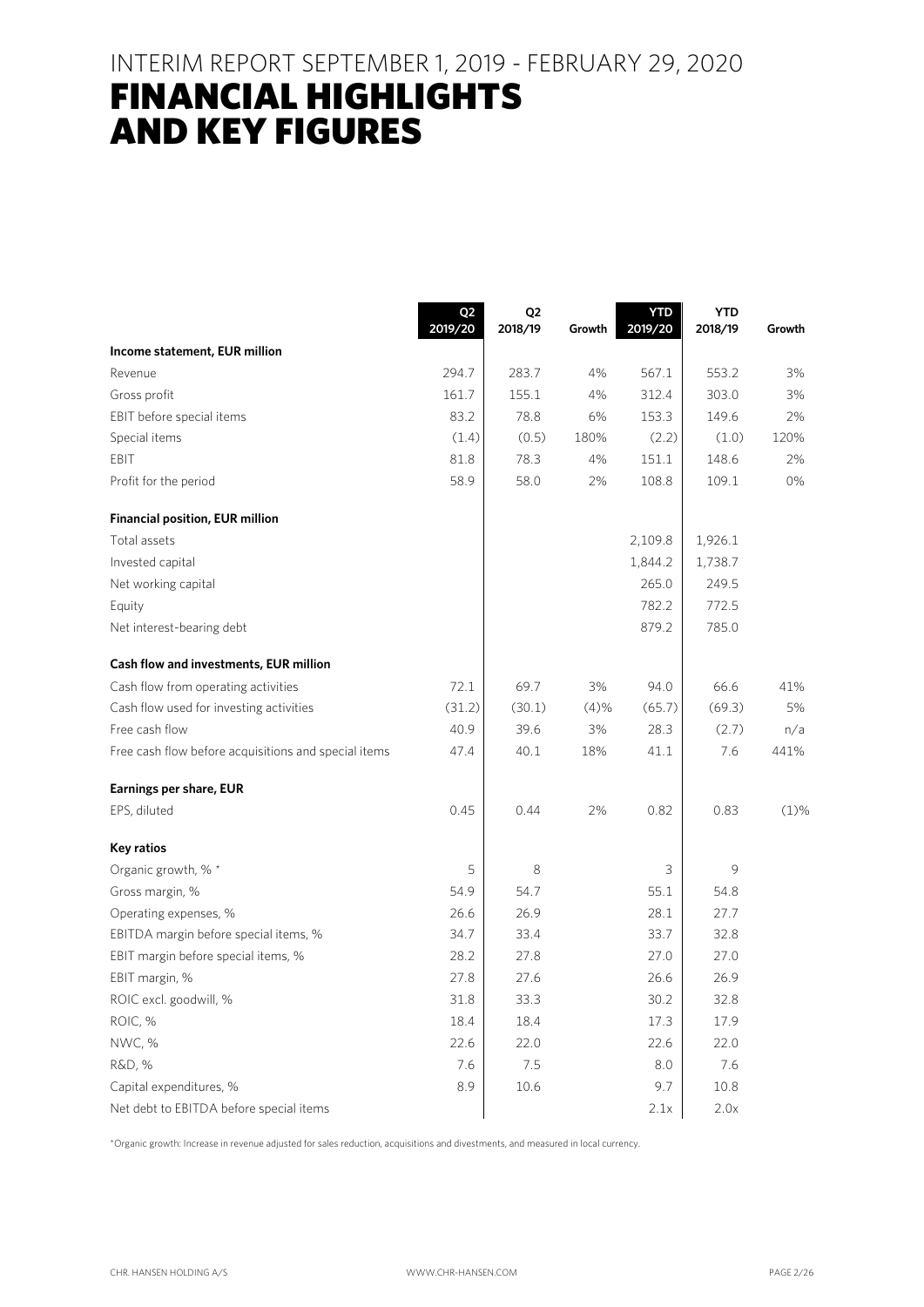# INTERIM REPORT SEPTEMBER 1, 2019 - FEBRUARY 29, 2020

# FINANCIAL HIGHLIGHTS AND KEY FIGURES

| | Q2 2019/20 | Q2 2018/19 | Growth | YTD 2019/20 | YTD 2018/19 | Growth |
|---|---|---|---|---|---|---|
| **Income statement, EUR million** | | | | | | |
| Revenue | 294.7 | 283.7 | 4% | 567.1 | 553.2 | 3% |
| Gross profit | 161.7 | 155.1 | 4% | 312.4 | 303.0 | 3% |
| EBIT before special items | 83.2 | 78.8 | 6% | 153.3 | 149.6 | 2% |
| Special items | (1.4) | (0.5) | 180% | (2.2) | (1.0) | 120% |
| EBIT | 81.8 | 78.3 | 4% | 151.1 | 148.6 | 2% |
| Profit for the period | 58.9 | 58.0 | 2% | 108.8 | 109.1 | 0% |
| **Financial position, EUR million** | | | | | | |
| Total assets | | | | 2,109.8 | 1,926.1 | |
| Invested capital | | | | 1,844.2 | 1,738.7 | |
| Net working capital | | | | 265.0 | 249.5 | |
| Equity | | | | 782.2 | 772.5 | |
| Net interest-bearing debt | | | | 879.2 | 785.0 | |
| **Cash flow and investments, EUR million** | | | | | | |
| Cash flow from operating activities | 72.1 | 69.7 | 3% | 94.0 | 66.6 | 41% |
| Cash flow used for investing activities | (31.2) | (30.1) | (4)% | (65.7) | (69.3) | 5% |
| Free cash flow | 40.9 | 39.6 | 3% | 28.3 | (2.7) | n/a |
| Free cash flow before acquisitions and special items | 47.4 | 40.1 | 18% | 41.1 | 7.6 | 441% |
| **Earnings per share, EUR** | | | | | | |
| EPS, diluted | 0.45 | 0.44 | 2% | 0.82 | 0.83 | (1)% |
| **Key ratios** | | | | | | |
| Organic growth, % * | 5 | 8 | | 3 | 9 | |
| Gross margin, % | 54.9 | 54.7 | | 55.1 | 54.8 | |
| Operating expenses, % | 26.6 | 26.9 | | 28.1 | 27.7 | |
| EBITDA margin before special items, % | 34.7 | 33.4 | | 33.7 | 32.8 | |
| EBIT margin before special items, % | 28.2 | 27.8 | | 27.0 | 27.0 | |
| EBIT margin, % | 27.8 | 27.6 | | 26.6 | 26.9 | |
| ROIC excl. goodwill, % | 31.8 | 33.3 | | 30.2 | 32.8 | |
| ROIC, % | 18.4 | 18.4 | | 17.3 | 17.9 | |
| NWC, % | 22.6 | 22.0 | | 22.6 | 22.0 | |
| R&D, % | 7.6 | 7.5 | | 8.0 | 7.6 | |
| Capital expenditures, % | 8.9 | 10.6 | | 9.7 | 10.8 | |
| Net debt to EBITDA before special items | | | | 2.1x | 2.0x | |

*Organic growth: Increase in revenue adjusted for sales reduction, acquisitions and divestments, and measured in local currency.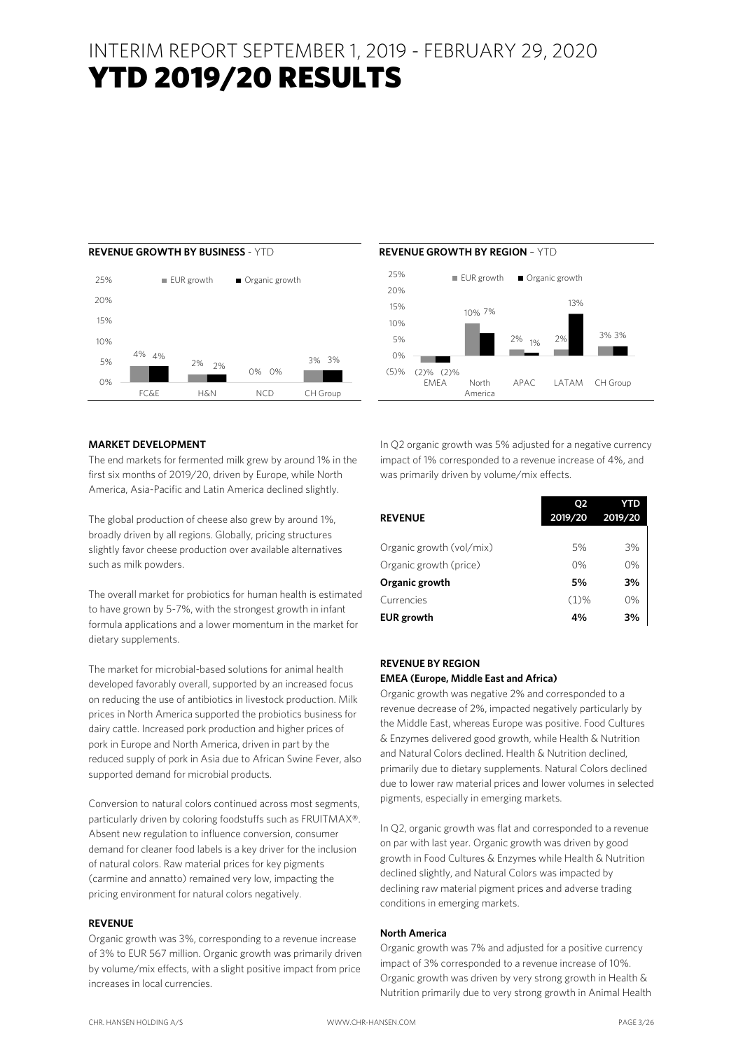# INTERIM REPORT SEPTEMBER 1, 2019 - FEBRUARY 29, 2020

# YTD 2019/20 RESULTS

**REVENUE GROWTH BY BUSINESS** - YTD

| | EUR growth | Organic growth |
|---|---|---|
| FC&E | 4% | 4% |
| H&N | 2% | 2% |
| NCD | 0% | 0% |
| CH Group | 3% | 3% |

**REVENUE GROWTH BY REGION** – YTD

| | EUR growth | Organic growth |
|---|---|---|
| EMEA | (2)% | (2)% |
| North America | 10% | 7% |
| APAC | 2% | 1% |
| LATAM | 2% | 13% |
| CH Group | 3% | 3% |

### MARKET DEVELOPMENT

The end markets for fermented milk grew by around 1% in the first six months of 2019/20, driven by Europe, while North America, Asia-Pacific and Latin America declined slightly.

The global production of cheese also grew by around 1%, broadly driven by all regions. Globally, pricing structures slightly favor cheese production over available alternatives such as milk powders.

The overall market for probiotics for human health is estimated to have grown by 5-7%, with the strongest growth in infant formula applications and a lower momentum in the market for dietary supplements.

The market for microbial-based solutions for animal health developed favorably overall, supported by an increased focus on reducing the use of antibiotics in livestock production. Milk prices in North America supported the probiotics business for dairy cattle. Increased pork production and higher prices of pork in Europe and North America, driven in part by the reduced supply of pork in Asia due to African Swine Fever, also supported demand for microbial products.

Conversion to natural colors continued across most segments, particularly driven by coloring foodstuffs such as FRUITMAX®. Absent new regulation to influence conversion, consumer demand for cleaner food labels is a key driver for the inclusion of natural colors. Raw material prices for key pigments (carmine and annatto) remained very low, impacting the pricing environment for natural colors negatively.

### REVENUE

Organic growth was 3%, corresponding to a revenue increase of 3% to EUR 567 million. Organic growth was primarily driven by volume/mix effects, with a slight positive impact from price increases in local currencies.

In Q2 organic growth was 5% adjusted for a negative currency impact of 1% corresponded to a revenue increase of 4%, and was primarily driven by volume/mix effects.

| **REVENUE** | **Q2 2019/20** | **YTD 2019/20** |
|---|---|---|
| Organic growth (vol/mix) | 5% | 3% |
| Organic growth (price) | 0% | 0% |
| **Organic growth** | **5%** | **3%** |
| Currencies | (1)% | 0% |
| **EUR growth** | **4%** | **3%** |

### REVENUE BY REGION

**EMEA (Europe, Middle East and Africa)**

Organic growth was negative 2% and corresponded to a revenue decrease of 2%, impacted negatively particularly by the Middle East, whereas Europe was positive. Food Cultures & Enzymes delivered good growth, while Health & Nutrition and Natural Colors declined. Health & Nutrition declined, primarily due to dietary supplements. Natural Colors declined due to lower raw material prices and lower volumes in selected pigments, especially in emerging markets.

In Q2, organic growth was flat and corresponded to a revenue on par with last year. Organic growth was driven by good growth in Food Cultures & Enzymes while Health & Nutrition declined slightly, and Natural Colors was impacted by declining raw material pigment prices and adverse trading conditions in emerging markets.

**North America**

Organic growth was 7% and adjusted for a positive currency impact of 3% corresponded to a revenue increase of 10%. Organic growth was driven by very strong growth in Health & Nutrition primarily due to very strong growth in Animal Health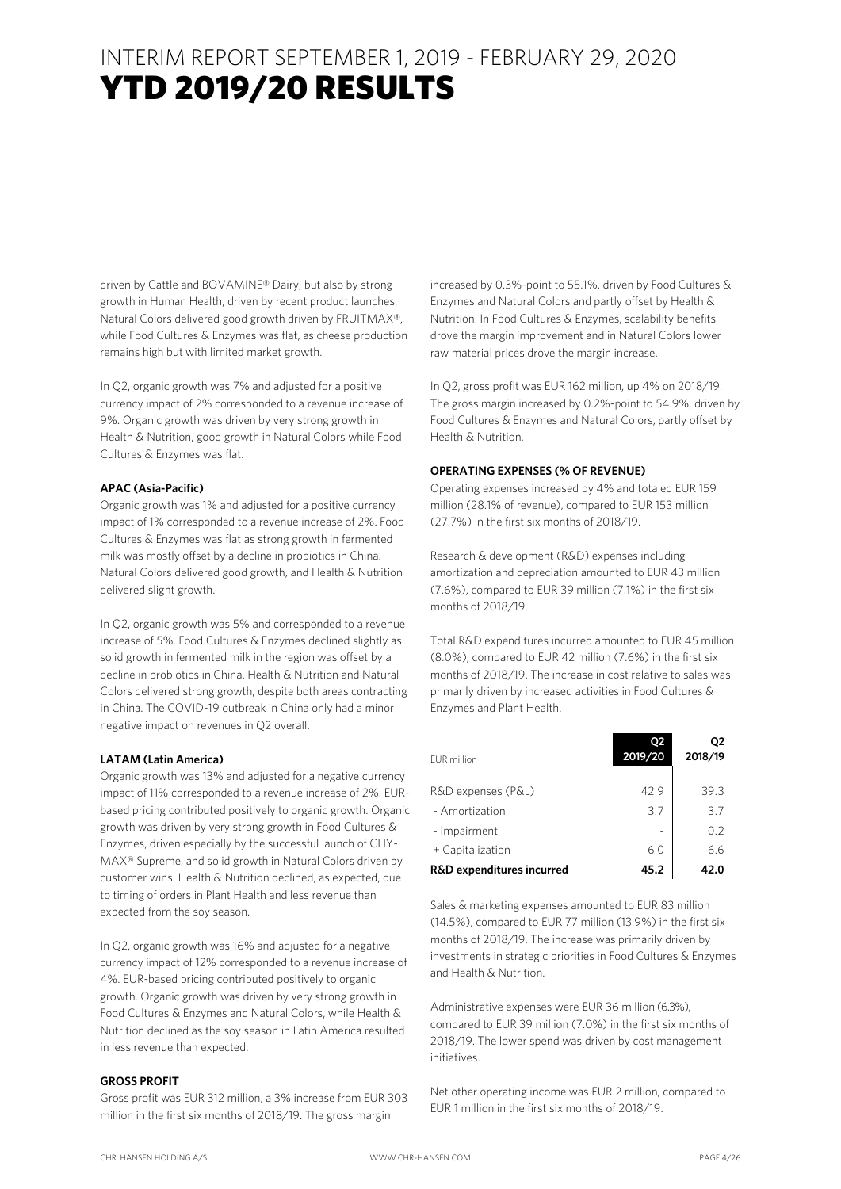# INTERIM REPORT SEPTEMBER 1, 2019 - FEBRUARY 29, 2020

# YTD 2019/20 RESULTS

driven by Cattle and BOVAMINE® Dairy, but also by strong growth in Human Health, driven by recent product launches. Natural Colors delivered good growth driven by FRUITMAX®, while Food Cultures & Enzymes was flat, as cheese production remains high but with limited market growth.

In Q2, organic growth was 7% and adjusted for a positive currency impact of 2% corresponded to a revenue increase of 9%. Organic growth was driven by very strong growth in Health & Nutrition, good growth in Natural Colors while Food Cultures & Enzymes was flat.

**APAC (Asia-Pacific)**

Organic growth was 1% and adjusted for a positive currency impact of 1% corresponded to a revenue increase of 2%. Food Cultures & Enzymes was flat as strong growth in fermented milk was mostly offset by a decline in probiotics in China. Natural Colors delivered good growth, and Health & Nutrition delivered slight growth.

In Q2, organic growth was 5% and corresponded to a revenue increase of 5%. Food Cultures & Enzymes declined slightly as solid growth in fermented milk in the region was offset by a decline in probiotics in China. Health & Nutrition and Natural Colors delivered strong growth, despite both areas contracting in China. The COVID-19 outbreak in China only had a minor negative impact on revenues in Q2 overall.

**LATAM (Latin America)**

Organic growth was 13% and adjusted for a negative currency impact of 11% corresponded to a revenue increase of 2%. EUR-based pricing contributed positively to organic growth. Organic growth was driven by very strong growth in Food Cultures & Enzymes, driven especially by the successful launch of CHY-MAX® Supreme, and solid growth in Natural Colors driven by customer wins. Health & Nutrition declined, as expected, due to timing of orders in Plant Health and less revenue than expected from the soy season.

In Q2, organic growth was 16% and adjusted for a negative currency impact of 12% corresponded to a revenue increase of 4%. EUR-based pricing contributed positively to organic growth. Organic growth was driven by very strong growth in Food Cultures & Enzymes and Natural Colors, while Health & Nutrition declined as the soy season in Latin America resulted in less revenue than expected.

**GROSS PROFIT**

Gross profit was EUR 312 million, a 3% increase from EUR 303 million in the first six months of 2018/19. The gross margin increased by 0.3%-point to 55.1%, driven by Food Cultures & Enzymes and Natural Colors and partly offset by Health & Nutrition. In Food Cultures & Enzymes, scalability benefits drove the margin improvement and in Natural Colors lower raw material prices drove the margin increase.

In Q2, gross profit was EUR 162 million, up 4% on 2018/19. The gross margin increased by 0.2%-point to 54.9%, driven by Food Cultures & Enzymes and Natural Colors, partly offset by Health & Nutrition.

**OPERATING EXPENSES (% OF REVENUE)**

Operating expenses increased by 4% and totaled EUR 159 million (28.1% of revenue), compared to EUR 153 million (27.7%) in the first six months of 2018/19.

Research & development (R&D) expenses including amortization and depreciation amounted to EUR 43 million (7.6%), compared to EUR 39 million (7.1%) in the first six months of 2018/19.

Total R&D expenditures incurred amounted to EUR 45 million (8.0%), compared to EUR 42 million (7.6%) in the first six months of 2018/19. The increase in cost relative to sales was primarily driven by increased activities in Food Cultures & Enzymes and Plant Health.

| EUR million | Q2 2019/20 | Q2 2018/19 |
|---|---|---|
| R&D expenses (P&L) | 42.9 | 39.3 |
| - Amortization | 3.7 | 3.7 |
| - Impairment | - | 0.2 |
| + Capitalization | 6.0 | 6.6 |
| **R&D expenditures incurred** | **45.2** | **42.0** |

Sales & marketing expenses amounted to EUR 83 million (14.5%), compared to EUR 77 million (13.9%) in the first six months of 2018/19. The increase was primarily driven by investments in strategic priorities in Food Cultures & Enzymes and Health & Nutrition.

Administrative expenses were EUR 36 million (6.3%), compared to EUR 39 million (7.0%) in the first six months of 2018/19. The lower spend was driven by cost management initiatives.

Net other operating income was EUR 2 million, compared to EUR 1 million in the first six months of 2018/19.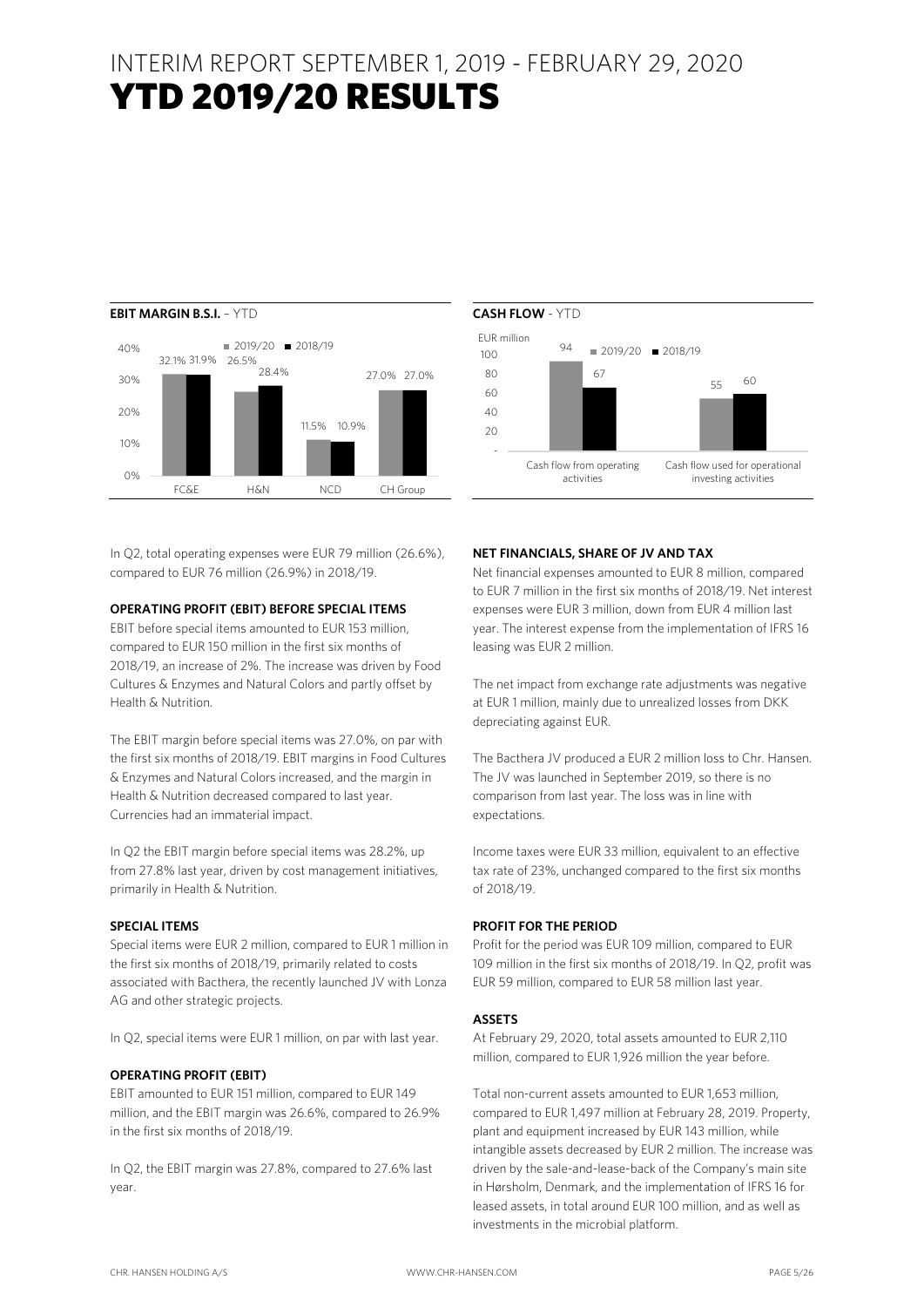# INTERIM REPORT SEPTEMBER 1, 2019 - FEBRUARY 29, 2020

# YTD 2019/20 RESULTS

**EBIT MARGIN B.S.I.** – YTD

| | 2019/20 | 2018/19 |
|---|---|---|
| FC&E | 32.1% | 31.9% |
| H&N | 26.5% | 28.4% |
| NCD | 11.5% | 10.9% |
| CH Group | 27.0% | 27.0% |

**CASH FLOW** - YTD

EUR million

| | 2019/20 | 2018/19 |
|---|---|---|
| Cash flow from operating activities | 94 | 67 |
| Cash flow used for operational investing activities | 55 | 60 |

In Q2, total operating expenses were EUR 79 million (26.6%), compared to EUR 76 million (26.9%) in 2018/19.

### OPERATING PROFIT (EBIT) BEFORE SPECIAL ITEMS

EBIT before special items amounted to EUR 153 million, compared to EUR 150 million in the first six months of 2018/19, an increase of 2%. The increase was driven by Food Cultures & Enzymes and Natural Colors and partly offset by Health & Nutrition.

The EBIT margin before special items was 27.0%, on par with the first six months of 2018/19. EBIT margins in Food Cultures & Enzymes and Natural Colors increased, and the margin in Health & Nutrition decreased compared to last year. Currencies had an immaterial impact.

In Q2 the EBIT margin before special items was 28.2%, up from 27.8% last year, driven by cost management initiatives, primarily in Health & Nutrition.

### SPECIAL ITEMS

Special items were EUR 2 million, compared to EUR 1 million in the first six months of 2018/19, primarily related to costs associated with Bacthera, the recently launched JV with Lonza AG and other strategic projects.

In Q2, special items were EUR 1 million, on par with last year.

### OPERATING PROFIT (EBIT)

EBIT amounted to EUR 151 million, compared to EUR 149 million, and the EBIT margin was 26.6%, compared to 26.9% in the first six months of 2018/19.

In Q2, the EBIT margin was 27.8%, compared to 27.6% last year.

### NET FINANCIALS, SHARE OF JV AND TAX

Net financial expenses amounted to EUR 8 million, compared to EUR 7 million in the first six months of 2018/19. Net interest expenses were EUR 3 million, down from EUR 4 million last year. The interest expense from the implementation of IFRS 16 leasing was EUR 2 million.

The net impact from exchange rate adjustments was negative at EUR 1 million, mainly due to unrealized losses from DKK depreciating against EUR.

The Bacthera JV produced a EUR 2 million loss to Chr. Hansen. The JV was launched in September 2019, so there is no comparison from last year. The loss was in line with expectations.

Income taxes were EUR 33 million, equivalent to an effective tax rate of 23%, unchanged compared to the first six months of 2018/19.

### PROFIT FOR THE PERIOD

Profit for the period was EUR 109 million, compared to EUR 109 million in the first six months of 2018/19. In Q2, profit was EUR 59 million, compared to EUR 58 million last year.

### ASSETS

At February 29, 2020, total assets amounted to EUR 2,110 million, compared to EUR 1,926 million the year before.

Total non-current assets amounted to EUR 1,653 million, compared to EUR 1,497 million at February 28, 2019. Property, plant and equipment increased by EUR 143 million, while intangible assets decreased by EUR 2 million. The increase was driven by the sale-and-lease-back of the Company's main site in Hørsholm, Denmark, and the implementation of IFRS 16 for leased assets, in total around EUR 100 million, and as well as investments in the microbial platform.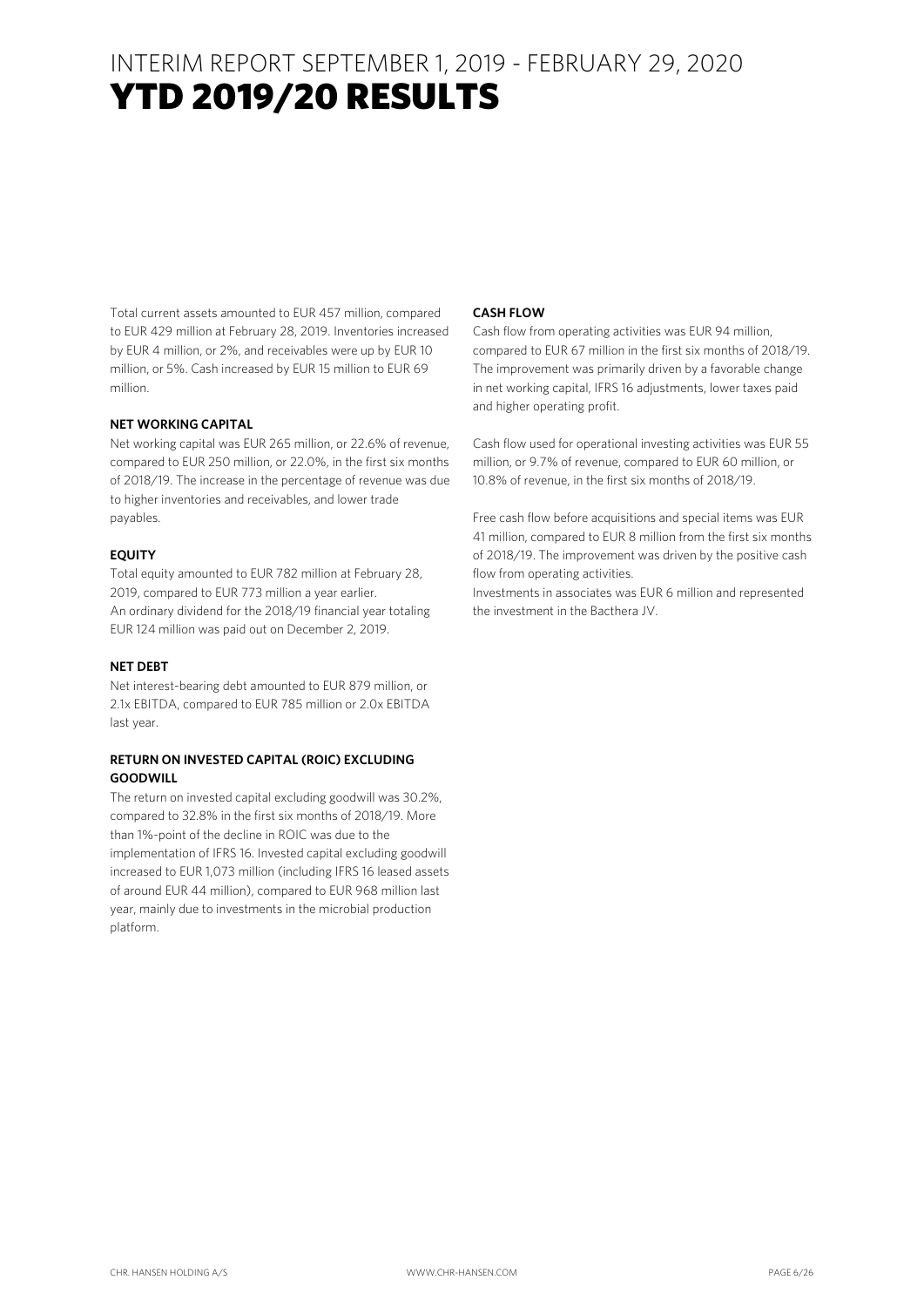# INTERIM REPORT SEPTEMBER 1, 2019 - FEBRUARY 29, 2020

# YTD 2019/20 RESULTS

Total current assets amounted to EUR 457 million, compared to EUR 429 million at February 28, 2019. Inventories increased by EUR 4 million, or 2%, and receivables were up by EUR 10 million, or 5%. Cash increased by EUR 15 million to EUR 69 million.

**NET WORKING CAPITAL**

Net working capital was EUR 265 million, or 22.6% of revenue, compared to EUR 250 million, or 22.0%, in the first six months of 2018/19. The increase in the percentage of revenue was due to higher inventories and receivables, and lower trade payables.

**EQUITY**

Total equity amounted to EUR 782 million at February 28, 2019, compared to EUR 773 million a year earlier.
An ordinary dividend for the 2018/19 financial year totaling EUR 124 million was paid out on December 2, 2019.

**NET DEBT**

Net interest-bearing debt amounted to EUR 879 million, or 2.1x EBITDA, compared to EUR 785 million or 2.0x EBITDA last year.

**RETURN ON INVESTED CAPITAL (ROIC) EXCLUDING GOODWILL**

The return on invested capital excluding goodwill was 30.2%, compared to 32.8% in the first six months of 2018/19. More than 1%-point of the decline in ROIC was due to the implementation of IFRS 16. Invested capital excluding goodwill increased to EUR 1,073 million (including IFRS 16 leased assets of around EUR 44 million), compared to EUR 968 million last year, mainly due to investments in the microbial production platform.

**CASH FLOW**

Cash flow from operating activities was EUR 94 million, compared to EUR 67 million in the first six months of 2018/19. The improvement was primarily driven by a favorable change in net working capital, IFRS 16 adjustments, lower taxes paid and higher operating profit.

Cash flow used for operational investing activities was EUR 55 million, or 9.7% of revenue, compared to EUR 60 million, or 10.8% of revenue, in the first six months of 2018/19.

Free cash flow before acquisitions and special items was EUR 41 million, compared to EUR 8 million from the first six months of 2018/19. The improvement was driven by the positive cash flow from operating activities.
Investments in associates was EUR 6 million and represented the investment in the Bacthera JV.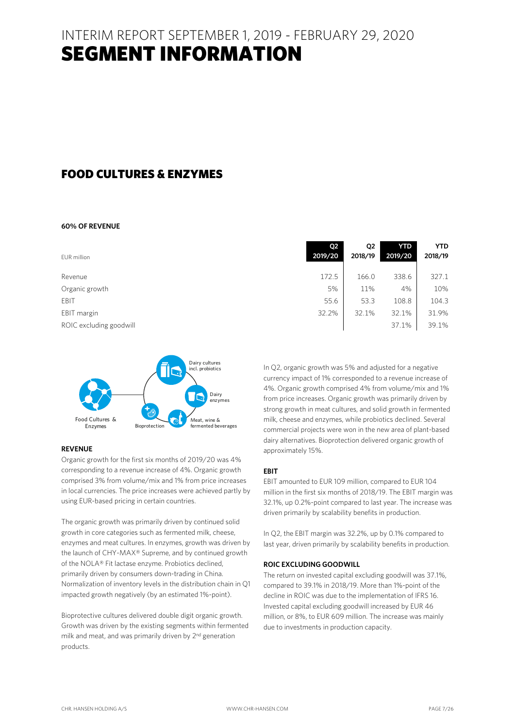# INTERIM REPORT SEPTEMBER 1, 2019 - FEBRUARY 29, 2020
# SEGMENT INFORMATION

## FOOD CULTURES & ENZYMES

**60% OF REVENUE**

| EUR million | Q2 2019/20 | Q2 2018/19 | YTD 2019/20 | YTD 2018/19 |
|---|---|---|---|---|
| Revenue | 172.5 | 166.0 | 338.6 | 327.1 |
| Organic growth | 5% | 11% | 4% | 10% |
| EBIT | 55.6 | 53.3 | 108.8 | 104.3 |
| EBIT margin | 32.2% | 32.1% | 32.1% | 31.9% |
| ROIC excluding goodwill | | | 37.1% | 39.1% |

Food Cultures & Enzymes — Dairy cultures incl. probiotics; Dairy enzymes; Meat, wine & fermented beverages; Bioprotection

### REVENUE

Organic growth for the first six months of 2019/20 was 4% corresponding to a revenue increase of 4%. Organic growth comprised 3% from volume/mix and 1% from price increases in local currencies. The price increases were achieved partly by using EUR-based pricing in certain countries.

The organic growth was primarily driven by continued solid growth in core categories such as fermented milk, cheese, enzymes and meat cultures. In enzymes, growth was driven by the launch of CHY-MAX® Supreme, and by continued growth of the NOLA® Fit lactase enzyme. Probiotics declined, primarily driven by consumers down-trading in China. Normalization of inventory levels in the distribution chain in Q1 impacted growth negatively (by an estimated 1%-point).

Bioprotective cultures delivered double digit organic growth. Growth was driven by the existing segments within fermented milk and meat, and was primarily driven by 2nd generation products.

In Q2, organic growth was 5% and adjusted for a negative currency impact of 1% corresponded to a revenue increase of 4%. Organic growth comprised 4% from volume/mix and 1% from price increases. Organic growth was primarily driven by strong growth in meat cultures, and solid growth in fermented milk, cheese and enzymes, while probiotics declined. Several commercial projects were won in the new area of plant-based dairy alternatives. Bioprotection delivered organic growth of approximately 15%.

### EBIT

EBIT amounted to EUR 109 million, compared to EUR 104 million in the first six months of 2018/19. The EBIT margin was 32.1%, up 0.2%-point compared to last year. The increase was driven primarily by scalability benefits in production.

In Q2, the EBIT margin was 32.2%, up by 0.1% compared to last year, driven primarily by scalability benefits in production.

### ROIC EXCLUDING GOODWILL

The return on invested capital excluding goodwill was 37.1%, compared to 39.1% in 2018/19. More than 1%-point of the decline in ROIC was due to the implementation of IFRS 16. Invested capital excluding goodwill increased by EUR 46 million, or 8%, to EUR 609 million. The increase was mainly due to investments in production capacity.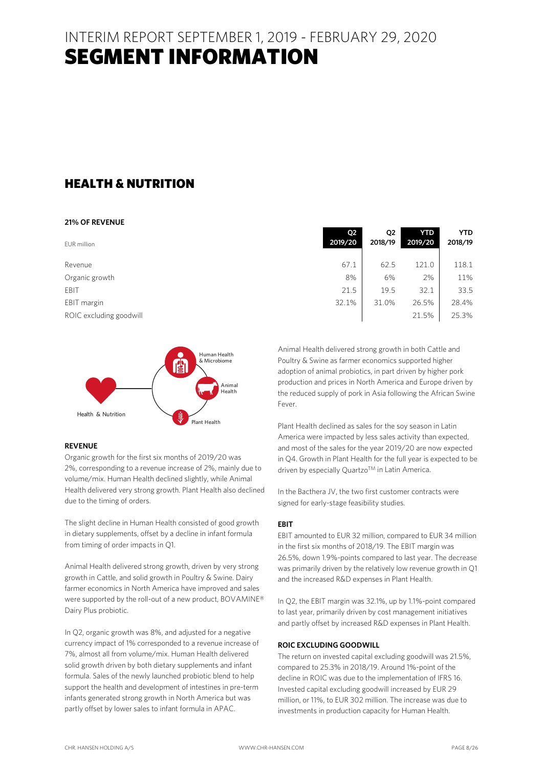# INTERIM REPORT SEPTEMBER 1, 2019 - FEBRUARY 29, 2020
# SEGMENT INFORMATION

## HEALTH & NUTRITION

**21% OF REVENUE**

| EUR million | Q2 2019/20 | Q2 2018/19 | YTD 2019/20 | YTD 2018/19 |
|---|---|---|---|---|
| Revenue | 67.1 | 62.5 | 121.0 | 118.1 |
| Organic growth | 8% | 6% | 2% | 11% |
| EBIT | 21.5 | 19.5 | 32.1 | 33.5 |
| EBIT margin | 32.1% | 31.0% | 26.5% | 28.4% |
| ROIC excluding goodwill | | | 21.5% | 25.3% |

Health & Nutrition — Human Health & Microbiome, Animal Health, Plant Health

**REVENUE**

Organic growth for the first six months of 2019/20 was 2%, corresponding to a revenue increase of 2%, mainly due to volume/mix. Human Health declined slightly, while Animal Health delivered very strong growth. Plant Health also declined due to the timing of orders.

The slight decline in Human Health consisted of good growth in dietary supplements, offset by a decline in infant formula from timing of order impacts in Q1.

Animal Health delivered strong growth, driven by very strong growth in Cattle, and solid growth in Poultry & Swine. Dairy farmer economics in North America have improved and sales were supported by the roll-out of a new product, BOVAMINE® Dairy Plus probiotic.

In Q2, organic growth was 8%, and adjusted for a negative currency impact of 1% corresponded to a revenue increase of 7%, almost all from volume/mix. Human Health delivered solid growth driven by both dietary supplements and infant formula. Sales of the newly launched probiotic blend to help support the health and development of intestines in pre-term infants generated strong growth in North America but was partly offset by lower sales to infant formula in APAC.

Animal Health delivered strong growth in both Cattle and Poultry & Swine as farmer economics supported higher adoption of animal probiotics, in part driven by higher pork production and prices in North America and Europe driven by the reduced supply of pork in Asia following the African Swine Fever.

Plant Health declined as sales for the soy season in Latin America were impacted by less sales activity than expected, and most of the sales for the year 2019/20 are now expected in Q4. Growth in Plant Health for the full year is expected to be driven by especially Quartzo™ in Latin America.

In the Bacthera JV, the two first customer contracts were signed for early-stage feasibility studies.

**EBIT**

EBIT amounted to EUR 32 million, compared to EUR 34 million in the first six months of 2018/19. The EBIT margin was 26.5%, down 1.9%-points compared to last year. The decrease was primarily driven by the relatively low revenue growth in Q1 and the increased R&D expenses in Plant Health.

In Q2, the EBIT margin was 32.1%, up by 1.1%-point compared to last year, primarily driven by cost management initiatives and partly offset by increased R&D expenses in Plant Health.

**ROIC EXCLUDING GOODWILL**

The return on invested capital excluding goodwill was 21.5%, compared to 25.3% in 2018/19. Around 1%-point of the decline in ROIC was due to the implementation of IFRS 16. Invested capital excluding goodwill increased by EUR 29 million, or 11%, to EUR 302 million. The increase was due to investments in production capacity for Human Health.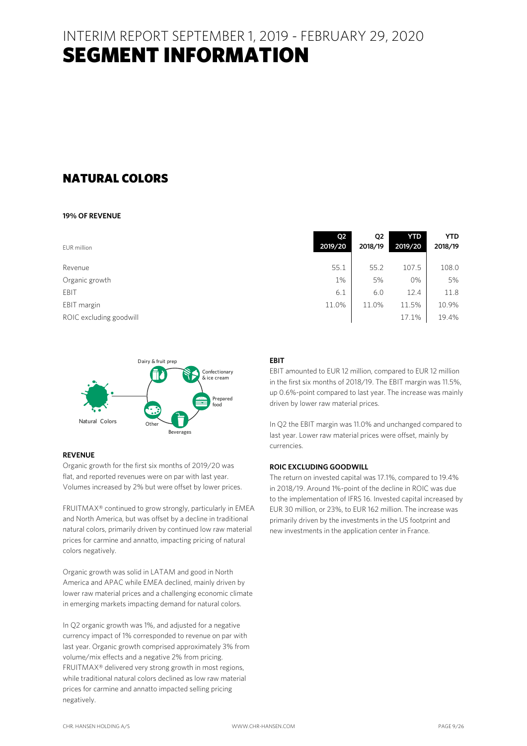# INTERIM REPORT SEPTEMBER 1, 2019 - FEBRUARY 29, 2020
# SEGMENT INFORMATION

## NATURAL COLORS

**19% OF REVENUE**

| EUR million | Q2 2019/20 | Q2 2018/19 | YTD 2019/20 | YTD 2018/19 |
|---|---|---|---|---|
| Revenue | 55.1 | 55.2 | 107.5 | 108.0 |
| Organic growth | 1% | 5% | 0% | 5% |
| EBIT | 6.1 | 6.0 | 12.4 | 11.8 |
| EBIT margin | 11.0% | 11.0% | 11.5% | 10.9% |
| ROIC excluding goodwill | | | 17.1% | 19.4% |

Natural Colors: Dairy & fruit prep, Confectionary & ice cream, Prepared food, Beverages, Other

#### REVENUE

Organic growth for the first six months of 2019/20 was flat, and reported revenues were on par with last year. Volumes increased by 2% but were offset by lower prices.

FRUITMAX® continued to grow strongly, particularly in EMEA and North America, but was offset by a decline in traditional natural colors, primarily driven by continued low raw material prices for carmine and annatto, impacting pricing of natural colors negatively.

Organic growth was solid in LATAM and good in North America and APAC while EMEA declined, mainly driven by lower raw material prices and a challenging economic climate in emerging markets impacting demand for natural colors.

In Q2 organic growth was 1%, and adjusted for a negative currency impact of 1% corresponded to revenue on par with last year. Organic growth comprised approximately 3% from volume/mix effects and a negative 2% from pricing. FRUITMAX® delivered very strong growth in most regions, while traditional natural colors declined as low raw material prices for carmine and annatto impacted selling pricing negatively.

#### EBIT

EBIT amounted to EUR 12 million, compared to EUR 12 million in the first six months of 2018/19. The EBIT margin was 11.5%, up 0.6%-point compared to last year. The increase was mainly driven by lower raw material prices.

In Q2 the EBIT margin was 11.0% and unchanged compared to last year. Lower raw material prices were offset, mainly by currencies.

#### ROIC EXCLUDING GOODWILL

The return on invested capital was 17.1%, compared to 19.4% in 2018/19. Around 1%-point of the decline in ROIC was due to the implementation of IFRS 16. Invested capital increased by EUR 30 million, or 23%, to EUR 162 million. The increase was primarily driven by the investments in the US footprint and new investments in the application center in France.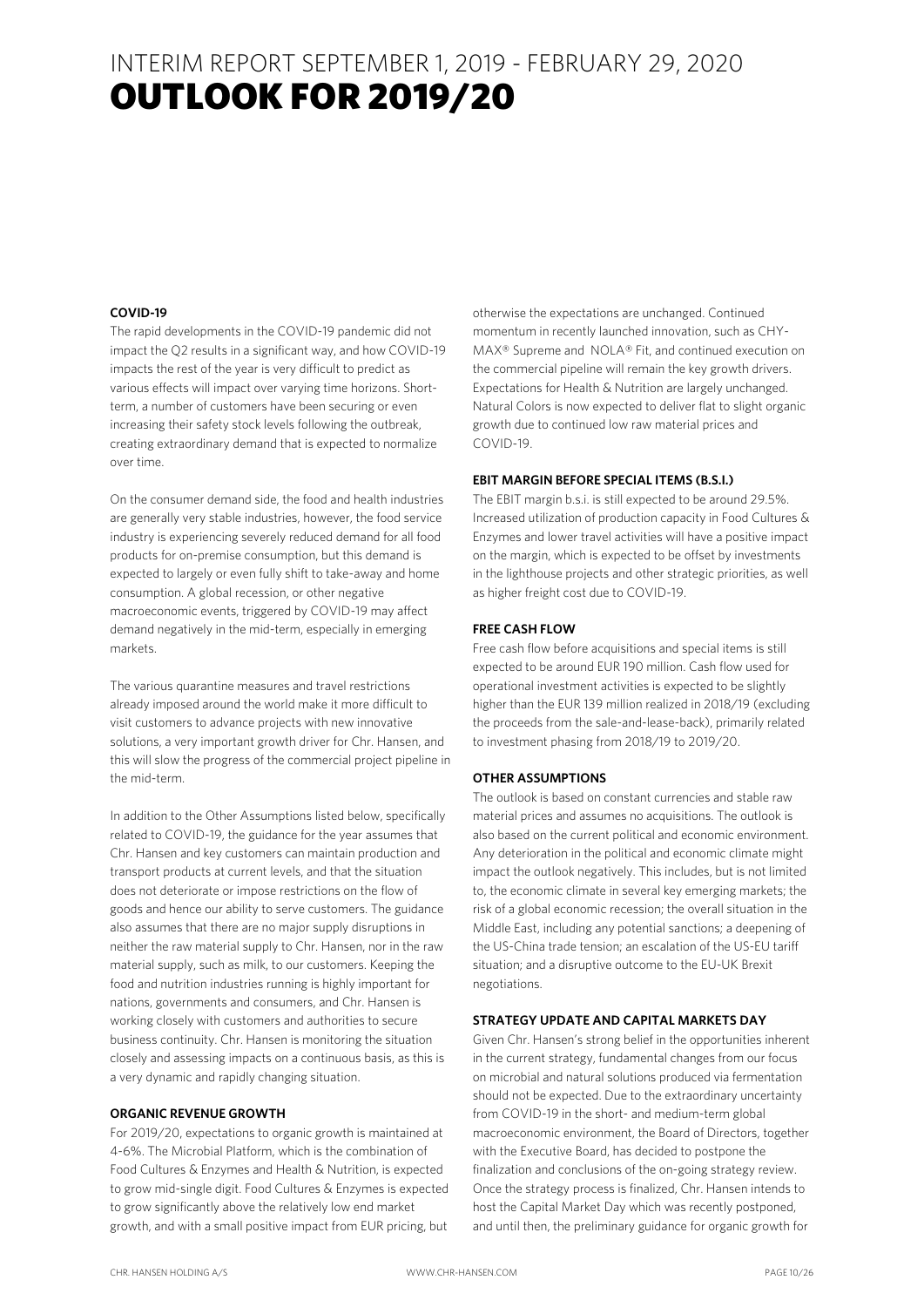INTERIM REPORT SEPTEMBER 1, 2019 - FEBRUARY 29, 2020

# OUTLOOK FOR 2019/20

### COVID-19

The rapid developments in the COVID-19 pandemic did not impact the Q2 results in a significant way, and how COVID-19 impacts the rest of the year is very difficult to predict as various effects will impact over varying time horizons. Short-term, a number of customers have been securing or even increasing their safety stock levels following the outbreak, creating extraordinary demand that is expected to normalize over time.

On the consumer demand side, the food and health industries are generally very stable industries, however, the food service industry is experiencing severely reduced demand for all food products for on-premise consumption, but this demand is expected to largely or even fully shift to take-away and home consumption. A global recession, or other negative macroeconomic events, triggered by COVID-19 may affect demand negatively in the mid-term, especially in emerging markets.

The various quarantine measures and travel restrictions already imposed around the world make it more difficult to visit customers to advance projects with new innovative solutions, a very important growth driver for Chr. Hansen, and this will slow the progress of the commercial project pipeline in the mid-term.

In addition to the Other Assumptions listed below, specifically related to COVID-19, the guidance for the year assumes that Chr. Hansen and key customers can maintain production and transport products at current levels, and that the situation does not deteriorate or impose restrictions on the flow of goods and hence our ability to serve customers. The guidance also assumes that there are no major supply disruptions in neither the raw material supply to Chr. Hansen, nor in the raw material supply, such as milk, to our customers. Keeping the food and nutrition industries running is highly important for nations, governments and consumers, and Chr. Hansen is working closely with customers and authorities to secure business continuity. Chr. Hansen is monitoring the situation closely and assessing impacts on a continuous basis, as this is a very dynamic and rapidly changing situation.

### ORGANIC REVENUE GROWTH

For 2019/20, expectations to organic growth is maintained at 4-6%. The Microbial Platform, which is the combination of Food Cultures & Enzymes and Health & Nutrition, is expected to grow mid-single digit. Food Cultures & Enzymes is expected to grow significantly above the relatively low end market growth, and with a small positive impact from EUR pricing, but otherwise the expectations are unchanged. Continued momentum in recently launched innovation, such as CHY-MAX® Supreme and NOLA® Fit, and continued execution on the commercial pipeline will remain the key growth drivers. Expectations for Health & Nutrition are largely unchanged. Natural Colors is now expected to deliver flat to slight organic growth due to continued low raw material prices and COVID-19.

### EBIT MARGIN BEFORE SPECIAL ITEMS (B.S.I.)

The EBIT margin b.s.i. is still expected to be around 29.5%. Increased utilization of production capacity in Food Cultures & Enzymes and lower travel activities will have a positive impact on the margin, which is expected to be offset by investments in the lighthouse projects and other strategic priorities, as well as higher freight cost due to COVID-19.

### FREE CASH FLOW

Free cash flow before acquisitions and special items is still expected to be around EUR 190 million. Cash flow used for operational investment activities is expected to be slightly higher than the EUR 139 million realized in 2018/19 (excluding the proceeds from the sale-and-lease-back), primarily related to investment phasing from 2018/19 to 2019/20.

### OTHER ASSUMPTIONS

The outlook is based on constant currencies and stable raw material prices and assumes no acquisitions. The outlook is also based on the current political and economic environment. Any deterioration in the political and economic climate might impact the outlook negatively. This includes, but is not limited to, the economic climate in several key emerging markets; the risk of a global economic recession; the overall situation in the Middle East, including any potential sanctions; a deepening of the US-China trade tension; an escalation of the US-EU tariff situation; and a disruptive outcome to the EU-UK Brexit negotiations.

### STRATEGY UPDATE AND CAPITAL MARKETS DAY

Given Chr. Hansen's strong belief in the opportunities inherent in the current strategy, fundamental changes from our focus on microbial and natural solutions produced via fermentation should not be expected. Due to the extraordinary uncertainty from COVID-19 in the short- and medium-term global macroeconomic environment, the Board of Directors, together with the Executive Board, has decided to postpone the finalization and conclusions of the on-going strategy review. Once the strategy process is finalized, Chr. Hansen intends to host the Capital Market Day which was recently postponed, and until then, the preliminary guidance for organic growth for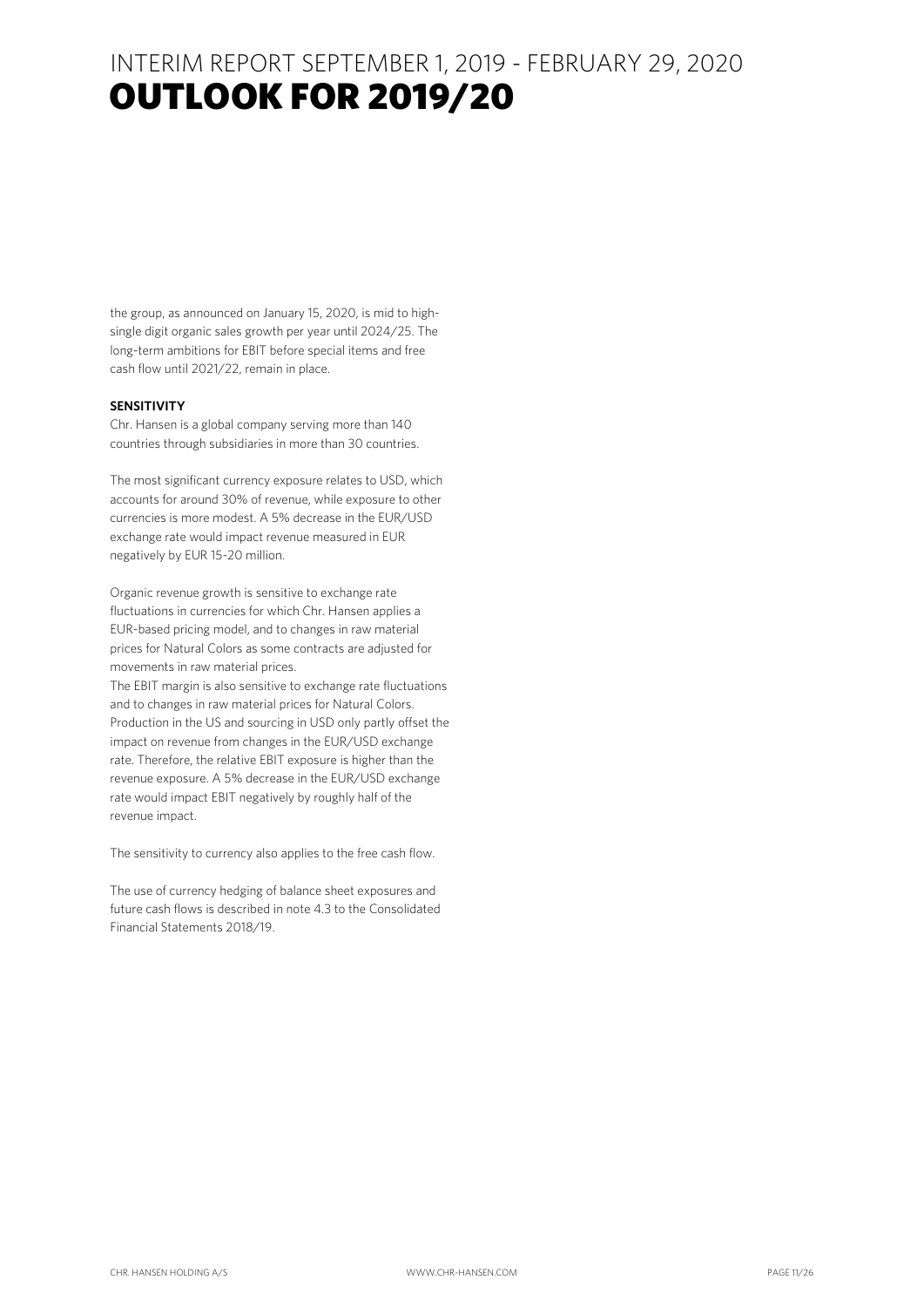# INTERIM REPORT SEPTEMBER 1, 2019 - FEBRUARY 29, 2020
# OUTLOOK FOR 2019/20

the group, as announced on January 15, 2020, is mid to high-single digit organic sales growth per year until 2024/25. The long-term ambitions for EBIT before special items and free cash flow until 2021/22, remain in place.

**SENSITIVITY**

Chr. Hansen is a global company serving more than 140 countries through subsidiaries in more than 30 countries.

The most significant currency exposure relates to USD, which accounts for around 30% of revenue, while exposure to other currencies is more modest. A 5% decrease in the EUR/USD exchange rate would impact revenue measured in EUR negatively by EUR 15-20 million.

Organic revenue growth is sensitive to exchange rate fluctuations in currencies for which Chr. Hansen applies a EUR-based pricing model, and to changes in raw material prices for Natural Colors as some contracts are adjusted for movements in raw material prices.

The EBIT margin is also sensitive to exchange rate fluctuations and to changes in raw material prices for Natural Colors. Production in the US and sourcing in USD only partly offset the impact on revenue from changes in the EUR/USD exchange rate. Therefore, the relative EBIT exposure is higher than the revenue exposure. A 5% decrease in the EUR/USD exchange rate would impact EBIT negatively by roughly half of the revenue impact.

The sensitivity to currency also applies to the free cash flow.

The use of currency hedging of balance sheet exposures and future cash flows is described in note 4.3 to the Consolidated Financial Statements 2018/19.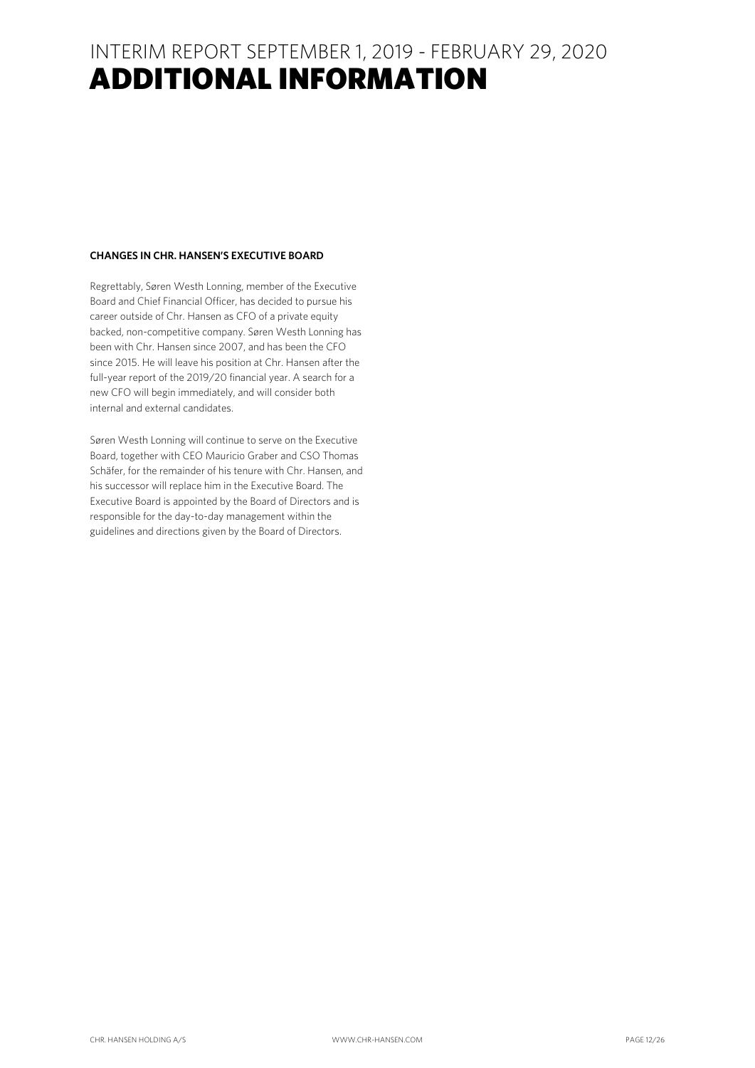# INTERIM REPORT SEPTEMBER 1, 2019 - FEBRUARY 29, 2020
# ADDITIONAL INFORMATION

### CHANGES IN CHR. HANSEN'S EXECUTIVE BOARD

Regrettably, Søren Westh Lonning, member of the Executive Board and Chief Financial Officer, has decided to pursue his career outside of Chr. Hansen as CFO of a private equity backed, non-competitive company. Søren Westh Lonning has been with Chr. Hansen since 2007, and has been the CFO since 2015. He will leave his position at Chr. Hansen after the full-year report of the 2019/20 financial year. A search for a new CFO will begin immediately, and will consider both internal and external candidates.

Søren Westh Lonning will continue to serve on the Executive Board, together with CEO Mauricio Graber and CSO Thomas Schäfer, for the remainder of his tenure with Chr. Hansen, and his successor will replace him in the Executive Board. The Executive Board is appointed by the Board of Directors and is responsible for the day-to-day management within the guidelines and directions given by the Board of Directors.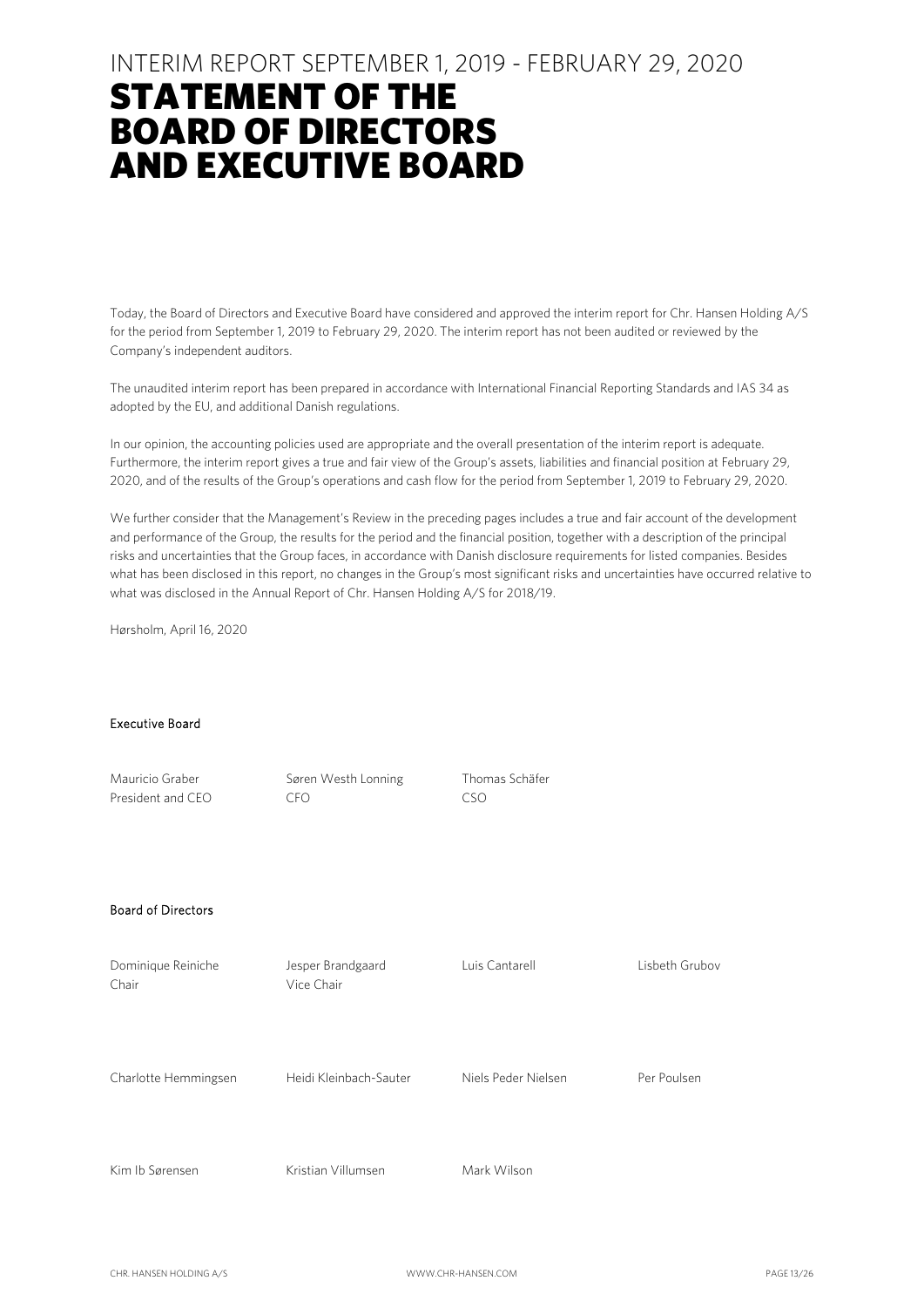INTERIM REPORT SEPTEMBER 1, 2019 - FEBRUARY 29, 2020

# STATEMENT OF THE BOARD OF DIRECTORS AND EXECUTIVE BOARD

Today, the Board of Directors and Executive Board have considered and approved the interim report for Chr. Hansen Holding A/S for the period from September 1, 2019 to February 29, 2020. The interim report has not been audited or reviewed by the Company's independent auditors.

The unaudited interim report has been prepared in accordance with International Financial Reporting Standards and IAS 34 as adopted by the EU, and additional Danish regulations.

In our opinion, the accounting policies used are appropriate and the overall presentation of the interim report is adequate. Furthermore, the interim report gives a true and fair view of the Group's assets, liabilities and financial position at February 29, 2020, and of the results of the Group's operations and cash flow for the period from September 1, 2019 to February 29, 2020.

We further consider that the Management's Review in the preceding pages includes a true and fair account of the development and performance of the Group, the results for the period and the financial position, together with a description of the principal risks and uncertainties that the Group faces, in accordance with Danish disclosure requirements for listed companies. Besides what has been disclosed in this report, no changes in the Group's most significant risks and uncertainties have occurred relative to what was disclosed in the Annual Report of Chr. Hansen Holding A/S for 2018/19.

Hørsholm, April 16, 2020

**Executive Board**

| | | |
|---|---|---|
| Mauricio Graber<br>President and CEO | Søren Westh Lonning<br>CFO | Thomas Schäfer<br>CSO |

**Board of Directors**

| | | | |
|---|---|---|---|
| Dominique Reiniche<br>Chair | Jesper Brandgaard<br>Vice Chair | Luis Cantarell | Lisbeth Grubov |
| Charlotte Hemmingsen | Heidi Kleinbach-Sauter | Niels Peder Nielsen | Per Poulsen |
| Kim Ib Sørensen | Kristian Villumsen | Mark Wilson | |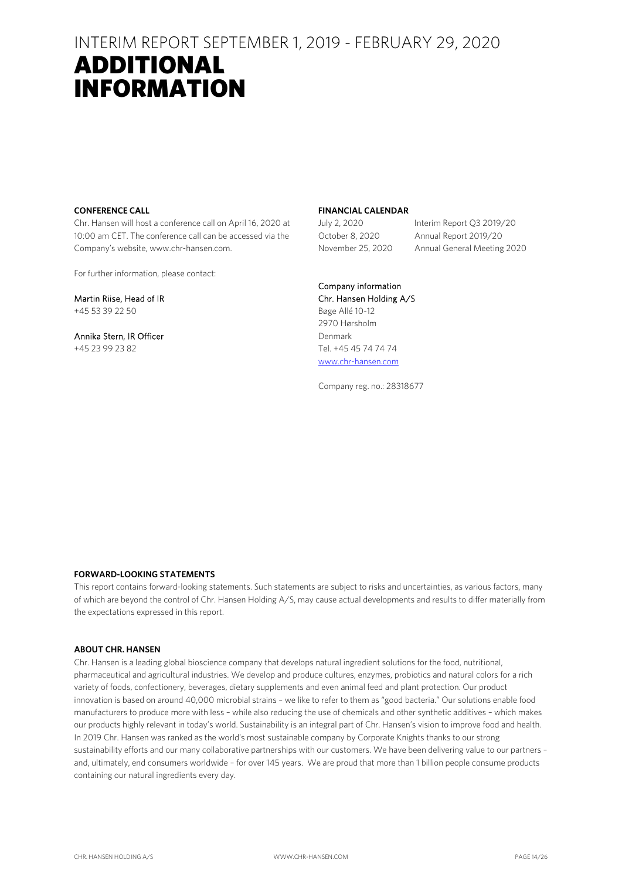# INTERIM REPORT SEPTEMBER 1, 2019 - FEBRUARY 29, 2020

# ADDITIONAL INFORMATION

**CONFERENCE CALL**

Chr. Hansen will host a conference call on April 16, 2020 at 10:00 am CET. The conference call can be accessed via the Company's website, www.chr-hansen.com.

For further information, please contact:

Martin Riise, Head of IR
+45 53 39 22 50

Annika Stern, IR Officer
+45 23 99 23 82

**FINANCIAL CALENDAR**

| | |
|---|---|
| July 2, 2020 | Interim Report Q3 2019/20 |
| October 8, 2020 | Annual Report 2019/20 |
| November 25, 2020 | Annual General Meeting 2020 |

Company information
Chr. Hansen Holding A/S
Bøge Allé 10-12
2970 Hørsholm
Denmark
Tel. +45 45 74 74 74
www.chr-hansen.com

Company reg. no.: 28318677

**FORWARD-LOOKING STATEMENTS**

This report contains forward-looking statements. Such statements are subject to risks and uncertainties, as various factors, many of which are beyond the control of Chr. Hansen Holding A/S, may cause actual developments and results to differ materially from the expectations expressed in this report.

**ABOUT CHR. HANSEN**

Chr. Hansen is a leading global bioscience company that develops natural ingredient solutions for the food, nutritional, pharmaceutical and agricultural industries. We develop and produce cultures, enzymes, probiotics and natural colors for a rich variety of foods, confectionery, beverages, dietary supplements and even animal feed and plant protection. Our product innovation is based on around 40,000 microbial strains – we like to refer to them as "good bacteria." Our solutions enable food manufacturers to produce more with less – while also reducing the use of chemicals and other synthetic additives – which makes our products highly relevant in today's world. Sustainability is an integral part of Chr. Hansen's vision to improve food and health. In 2019 Chr. Hansen was ranked as the world's most sustainable company by Corporate Knights thanks to our strong sustainability efforts and our many collaborative partnerships with our customers. We have been delivering value to our partners – and, ultimately, end consumers worldwide – for over 145 years. We are proud that more than 1 billion people consume products containing our natural ingredients every day.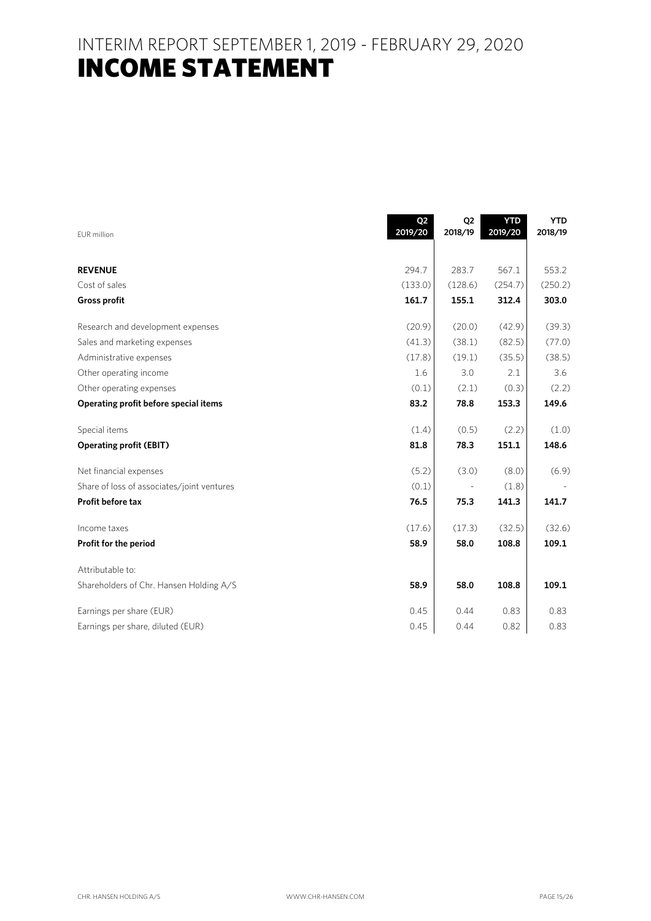# INTERIM REPORT SEPTEMBER 1, 2019 - FEBRUARY 29, 2020

# INCOME STATEMENT

| EUR million | Q2 2019/20 | Q2 2018/19 | YTD 2019/20 | YTD 2018/19 |
|---|---|---|---|---|
| **REVENUE** | 294.7 | 283.7 | 567.1 | 553.2 |
| Cost of sales | (133.0) | (128.6) | (254.7) | (250.2) |
| **Gross profit** | **161.7** | **155.1** | **312.4** | **303.0** |
| Research and development expenses | (20.9) | (20.0) | (42.9) | (39.3) |
| Sales and marketing expenses | (41.3) | (38.1) | (82.5) | (77.0) |
| Administrative expenses | (17.8) | (19.1) | (35.5) | (38.5) |
| Other operating income | 1.6 | 3.0 | 2.1 | 3.6 |
| Other operating expenses | (0.1) | (2.1) | (0.3) | (2.2) |
| **Operating profit before special items** | **83.2** | **78.8** | **153.3** | **149.6** |
| Special items | (1.4) | (0.5) | (2.2) | (1.0) |
| **Operating profit (EBIT)** | **81.8** | **78.3** | **151.1** | **148.6** |
| Net financial expenses | (5.2) | (3.0) | (8.0) | (6.9) |
| Share of loss of associates/joint ventures | (0.1) | - | (1.8) | - |
| **Profit before tax** | **76.5** | **75.3** | **141.3** | **141.7** |
| Income taxes | (17.6) | (17.3) | (32.5) | (32.6) |
| **Profit for the period** | **58.9** | **58.0** | **108.8** | **109.1** |
| Attributable to: | | | | |
| Shareholders of Chr. Hansen Holding A/S | **58.9** | **58.0** | **108.8** | **109.1** |
| Earnings per share (EUR) | 0.45 | 0.44 | 0.83 | 0.83 |
| Earnings per share, diluted (EUR) | 0.45 | 0.44 | 0.82 | 0.83 |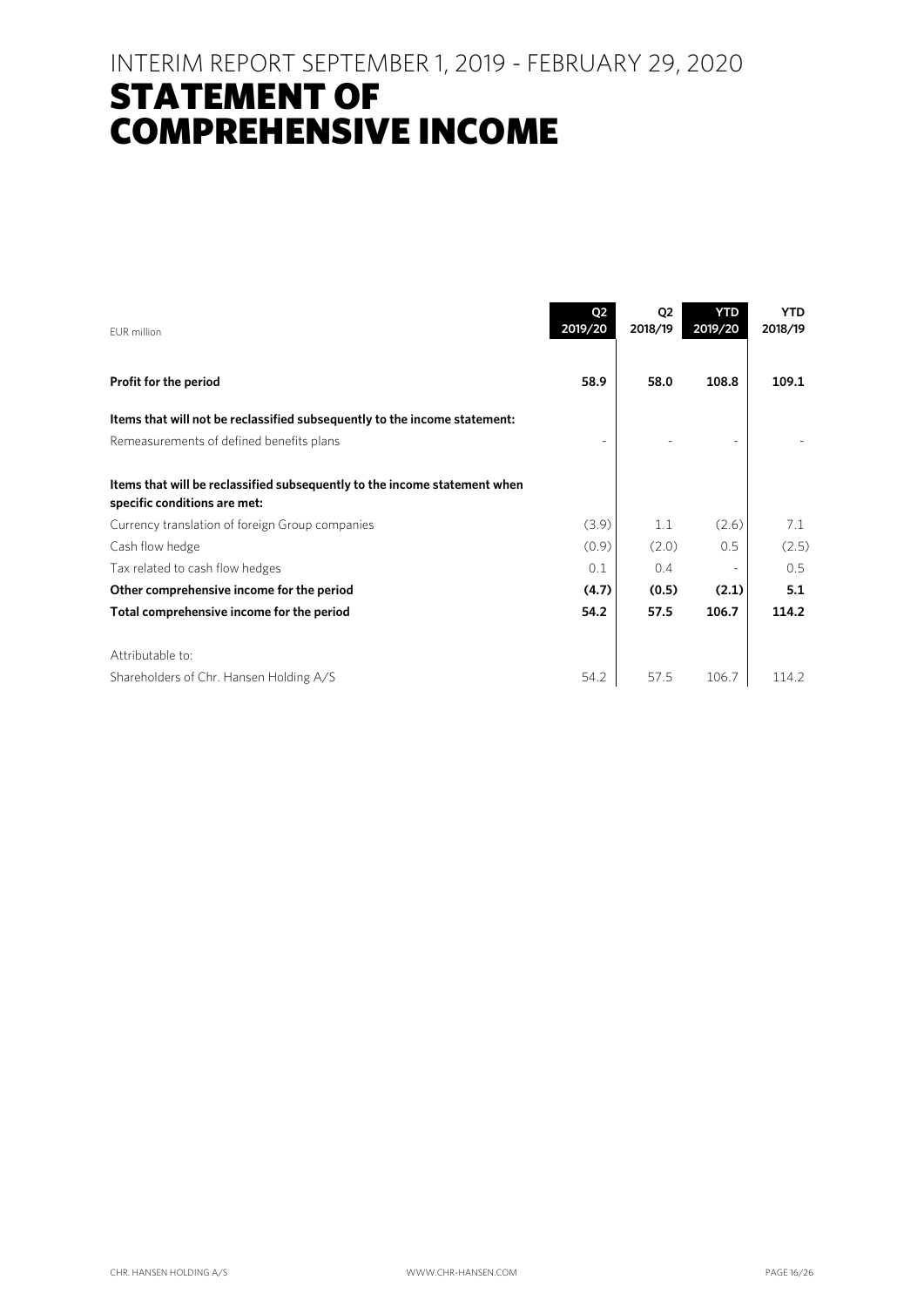# INTERIM REPORT SEPTEMBER 1, 2019 - FEBRUARY 29, 2020

## STATEMENT OF COMPREHENSIVE INCOME

| EUR million | Q2 2019/20 | Q2 2018/19 | YTD 2019/20 | YTD 2018/19 |
|---|---|---|---|---|
| **Profit for the period** | **58.9** | **58.0** | **108.8** | **109.1** |
| **Items that will not be reclassified subsequently to the income statement:** | | | | |
| Remeasurements of defined benefits plans | - | - | - | - |
| **Items that will be reclassified subsequently to the income statement when specific conditions are met:** | | | | |
| Currency translation of foreign Group companies | (3.9) | 1.1 | (2.6) | 7.1 |
| Cash flow hedge | (0.9) | (2.0) | 0.5 | (2.5) |
| Tax related to cash flow hedges | 0.1 | 0.4 | - | 0.5 |
| **Other comprehensive income for the period** | **(4.7)** | **(0.5)** | **(2.1)** | **5.1** |
| **Total comprehensive income for the period** | **54.2** | **57.5** | **106.7** | **114.2** |
| Attributable to: | | | | |
| Shareholders of Chr. Hansen Holding A/S | 54.2 | 57.5 | 106.7 | 114.2 |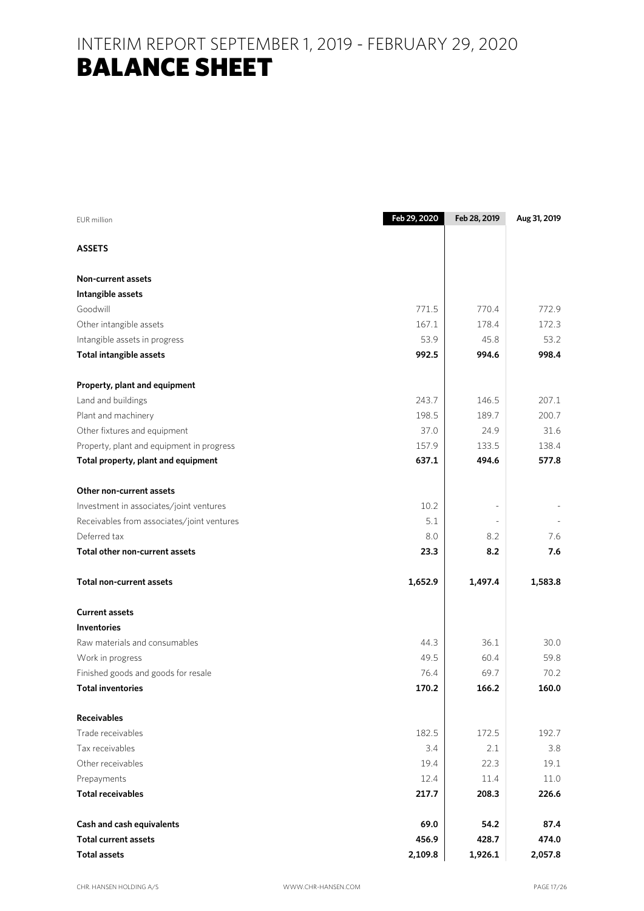# INTERIM REPORT SEPTEMBER 1, 2019 - FEBRUARY 29, 2020
# BALANCE SHEET

| EUR million | Feb 29, 2020 | Feb 28, 2019 | Aug 31, 2019 |
|---|---|---|---|
| **ASSETS** | | | |
| | | | |
| **Non-current assets** | | | |
| **Intangible assets** | | | |
| Goodwill | 771.5 | 770.4 | 772.9 |
| Other intangible assets | 167.1 | 178.4 | 172.3 |
| Intangible assets in progress | 53.9 | 45.8 | 53.2 |
| **Total intangible assets** | **992.5** | **994.6** | **998.4** |
| | | | |
| **Property, plant and equipment** | | | |
| Land and buildings | 243.7 | 146.5 | 207.1 |
| Plant and machinery | 198.5 | 189.7 | 200.7 |
| Other fixtures and equipment | 37.0 | 24.9 | 31.6 |
| Property, plant and equipment in progress | 157.9 | 133.5 | 138.4 |
| **Total property, plant and equipment** | **637.1** | **494.6** | **577.8** |
| | | | |
| **Other non-current assets** | | | |
| Investment in associates/joint ventures | 10.2 | - | - |
| Receivables from associates/joint ventures | 5.1 | - | - |
| Deferred tax | 8.0 | 8.2 | 7.6 |
| **Total other non-current assets** | **23.3** | **8.2** | **7.6** |
| | | | |
| **Total non-current assets** | **1,652.9** | **1,497.4** | **1,583.8** |
| | | | |
| **Current assets** | | | |
| **Inventories** | | | |
| Raw materials and consumables | 44.3 | 36.1 | 30.0 |
| Work in progress | 49.5 | 60.4 | 59.8 |
| Finished goods and goods for resale | 76.4 | 69.7 | 70.2 |
| **Total inventories** | **170.2** | **166.2** | **160.0** |
| | | | |
| **Receivables** | | | |
| Trade receivables | 182.5 | 172.5 | 192.7 |
| Tax receivables | 3.4 | 2.1 | 3.8 |
| Other receivables | 19.4 | 22.3 | 19.1 |
| Prepayments | 12.4 | 11.4 | 11.0 |
| **Total receivables** | **217.7** | **208.3** | **226.6** |
| | | | |
| **Cash and cash equivalents** | **69.0** | **54.2** | **87.4** |
| **Total current assets** | **456.9** | **428.7** | **474.0** |
| **Total assets** | **2,109.8** | **1,926.1** | **2,057.8** |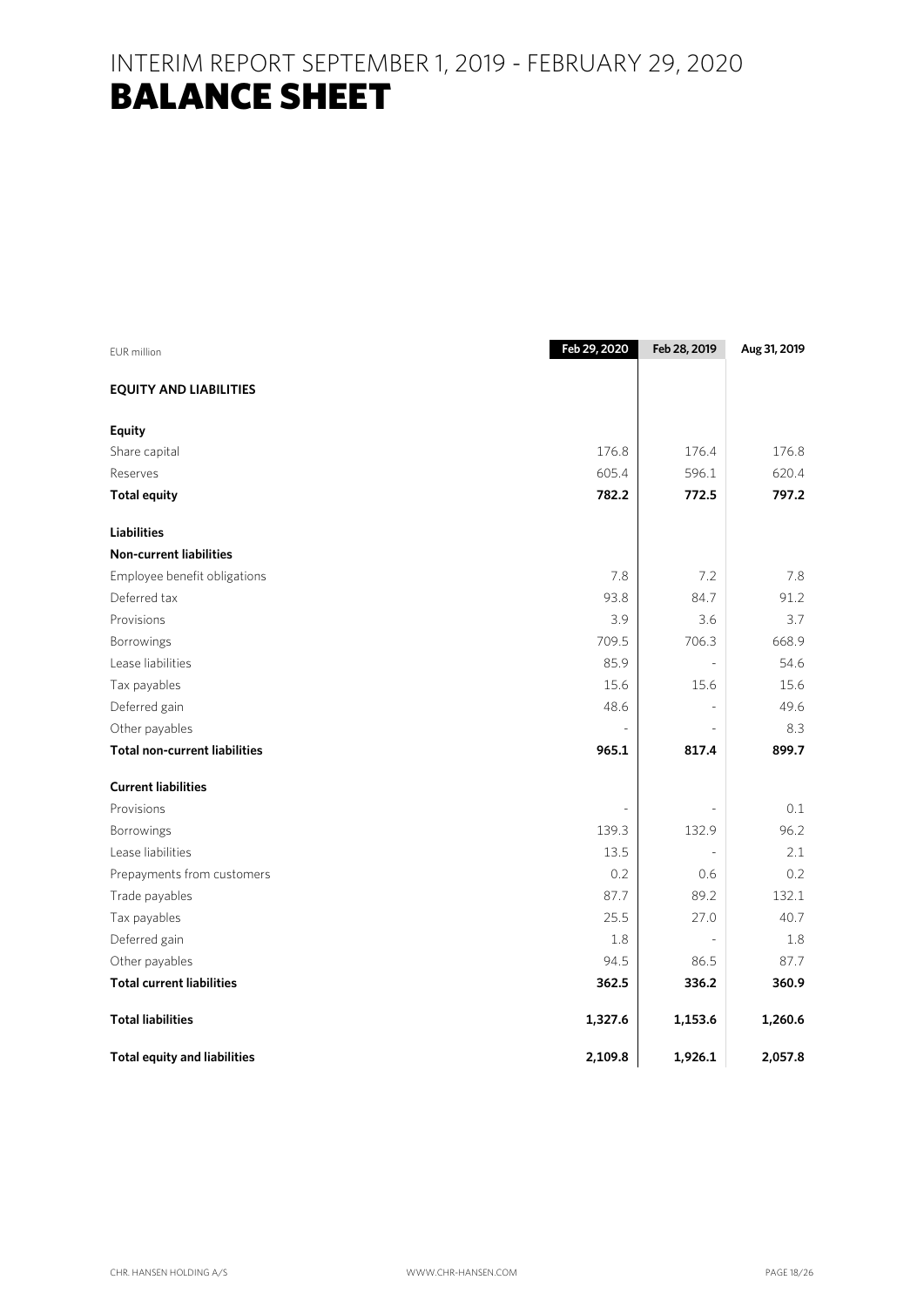# INTERIM REPORT SEPTEMBER 1, 2019 - FEBRUARY 29, 2020

# BALANCE SHEET

| EUR million | Feb 29, 2020 | Feb 28, 2019 | Aug 31, 2019 |
|---|---|---|---|
| **EQUITY AND LIABILITIES** | | | |
| **Equity** | | | |
| Share capital | 176.8 | 176.4 | 176.8 |
| Reserves | 605.4 | 596.1 | 620.4 |
| **Total equity** | **782.2** | **772.5** | **797.2** |
| **Liabilities** | | | |
| **Non-current liabilities** | | | |
| Employee benefit obligations | 7.8 | 7.2 | 7.8 |
| Deferred tax | 93.8 | 84.7 | 91.2 |
| Provisions | 3.9 | 3.6 | 3.7 |
| Borrowings | 709.5 | 706.3 | 668.9 |
| Lease liabilities | 85.9 | - | 54.6 |
| Tax payables | 15.6 | 15.6 | 15.6 |
| Deferred gain | 48.6 | - | 49.6 |
| Other payables | - | - | 8.3 |
| **Total non-current liabilities** | **965.1** | **817.4** | **899.7** |
| **Current liabilities** | | | |
| Provisions | - | - | 0.1 |
| Borrowings | 139.3 | 132.9 | 96.2 |
| Lease liabilities | 13.5 | - | 2.1 |
| Prepayments from customers | 0.2 | 0.6 | 0.2 |
| Trade payables | 87.7 | 89.2 | 132.1 |
| Tax payables | 25.5 | 27.0 | 40.7 |
| Deferred gain | 1.8 | - | 1.8 |
| Other payables | 94.5 | 86.5 | 87.7 |
| **Total current liabilities** | **362.5** | **336.2** | **360.9** |
| **Total liabilities** | **1,327.6** | **1,153.6** | **1,260.6** |
| **Total equity and liabilities** | **2,109.8** | **1,926.1** | **2,057.8** |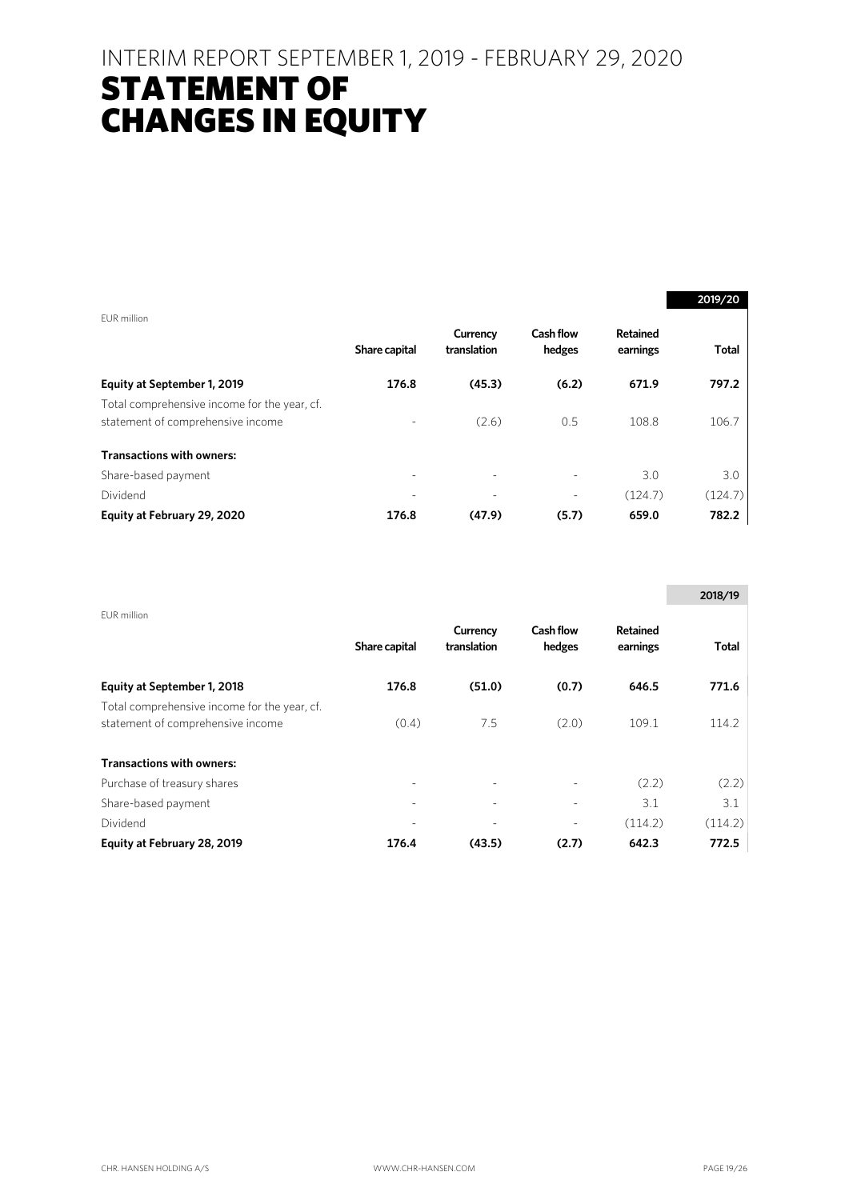# INTERIM REPORT SEPTEMBER 1, 2019 - FEBRUARY 29, 2020

# STATEMENT OF CHANGES IN EQUITY

| EUR million | Share capital | Currency translation | Cash flow hedges | Retained earnings | 2019/20 Total |
|---|---|---|---|---|---|
| **Equity at September 1, 2019** | **176.8** | **(45.3)** | **(6.2)** | **671.9** | **797.2** |
| Total comprehensive income for the year, cf. statement of comprehensive income | - | (2.6) | 0.5 | 108.8 | 106.7 |
| **Transactions with owners:** | | | | | |
| Share-based payment | - | - | - | 3.0 | 3.0 |
| Dividend | - | - | - | (124.7) | (124.7) |
| **Equity at February 29, 2020** | **176.8** | **(47.9)** | **(5.7)** | **659.0** | **782.2** |

| EUR million | Share capital | Currency translation | Cash flow hedges | Retained earnings | 2018/19 Total |
|---|---|---|---|---|---|
| **Equity at September 1, 2018** | **176.8** | **(51.0)** | **(0.7)** | **646.5** | **771.6** |
| Total comprehensive income for the year, cf. statement of comprehensive income | (0.4) | 7.5 | (2.0) | 109.1 | 114.2 |
| **Transactions with owners:** | | | | | |
| Purchase of treasury shares | - | - | - | (2.2) | (2.2) |
| Share-based payment | - | - | - | 3.1 | 3.1 |
| Dividend | - | - | - | (114.2) | (114.2) |
| **Equity at February 28, 2019** | **176.4** | **(43.5)** | **(2.7)** | **642.3** | **772.5** |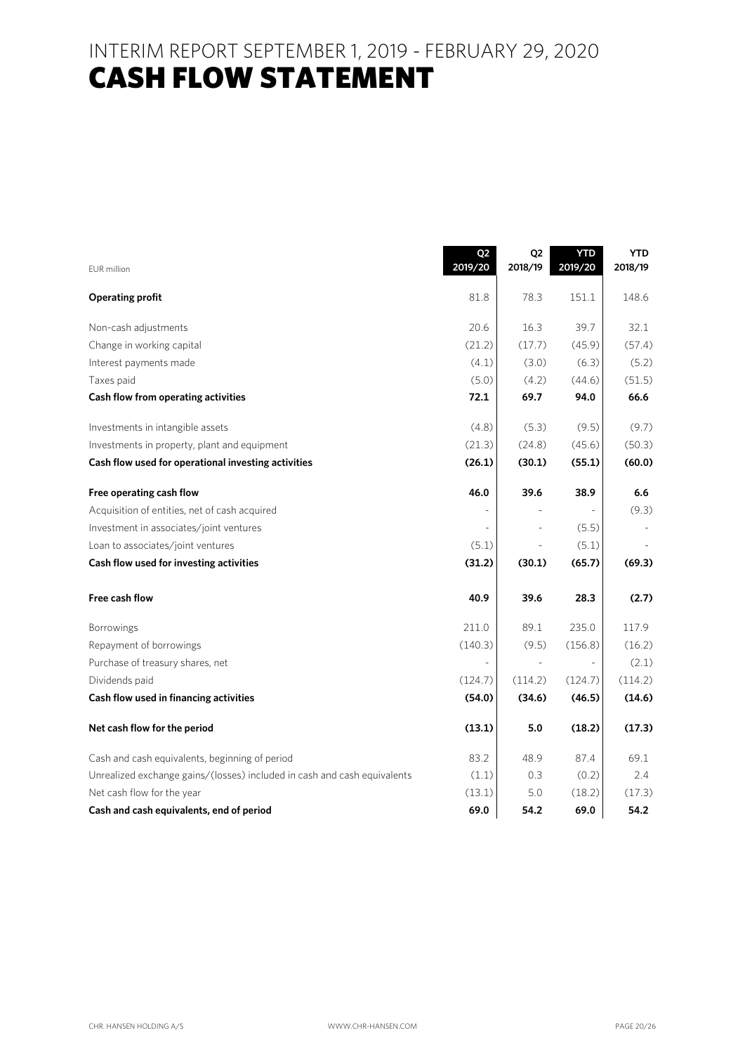# INTERIM REPORT SEPTEMBER 1, 2019 - FEBRUARY 29, 2020
# CASH FLOW STATEMENT

| EUR million | Q2 2019/20 | Q2 2018/19 | YTD 2019/20 | YTD 2018/19 |
|---|---|---|---|---|
| **Operating profit** | 81.8 | 78.3 | 151.1 | 148.6 |
| Non-cash adjustments | 20.6 | 16.3 | 39.7 | 32.1 |
| Change in working capital | (21.2) | (17.7) | (45.9) | (57.4) |
| Interest payments made | (4.1) | (3.0) | (6.3) | (5.2) |
| Taxes paid | (5.0) | (4.2) | (44.6) | (51.5) |
| **Cash flow from operating activities** | **72.1** | **69.7** | **94.0** | **66.6** |
| Investments in intangible assets | (4.8) | (5.3) | (9.5) | (9.7) |
| Investments in property, plant and equipment | (21.3) | (24.8) | (45.6) | (50.3) |
| **Cash flow used for operational investing activities** | **(26.1)** | **(30.1)** | **(55.1)** | **(60.0)** |
| **Free operating cash flow** | **46.0** | **39.6** | **38.9** | **6.6** |
| Acquisition of entities, net of cash acquired | - | - | - | (9.3) |
| Investment in associates/joint ventures | - | - | (5.5) | - |
| Loan to associates/joint ventures | (5.1) | - | (5.1) | - |
| **Cash flow used for investing activities** | **(31.2)** | **(30.1)** | **(65.7)** | **(69.3)** |
| **Free cash flow** | **40.9** | **39.6** | **28.3** | **(2.7)** |
| Borrowings | 211.0 | 89.1 | 235.0 | 117.9 |
| Repayment of borrowings | (140.3) | (9.5) | (156.8) | (16.2) |
| Purchase of treasury shares, net | - | - | - | (2.1) |
| Dividends paid | (124.7) | (114.2) | (124.7) | (114.2) |
| **Cash flow used in financing activities** | **(54.0)** | **(34.6)** | **(46.5)** | **(14.6)** |
| **Net cash flow for the period** | **(13.1)** | **5.0** | **(18.2)** | **(17.3)** |
| Cash and cash equivalents, beginning of period | 83.2 | 48.9 | 87.4 | 69.1 |
| Unrealized exchange gains/(losses) included in cash and cash equivalents | (1.1) | 0.3 | (0.2) | 2.4 |
| Net cash flow for the year | (13.1) | 5.0 | (18.2) | (17.3) |
| **Cash and cash equivalents, end of period** | **69.0** | **54.2** | **69.0** | **54.2** |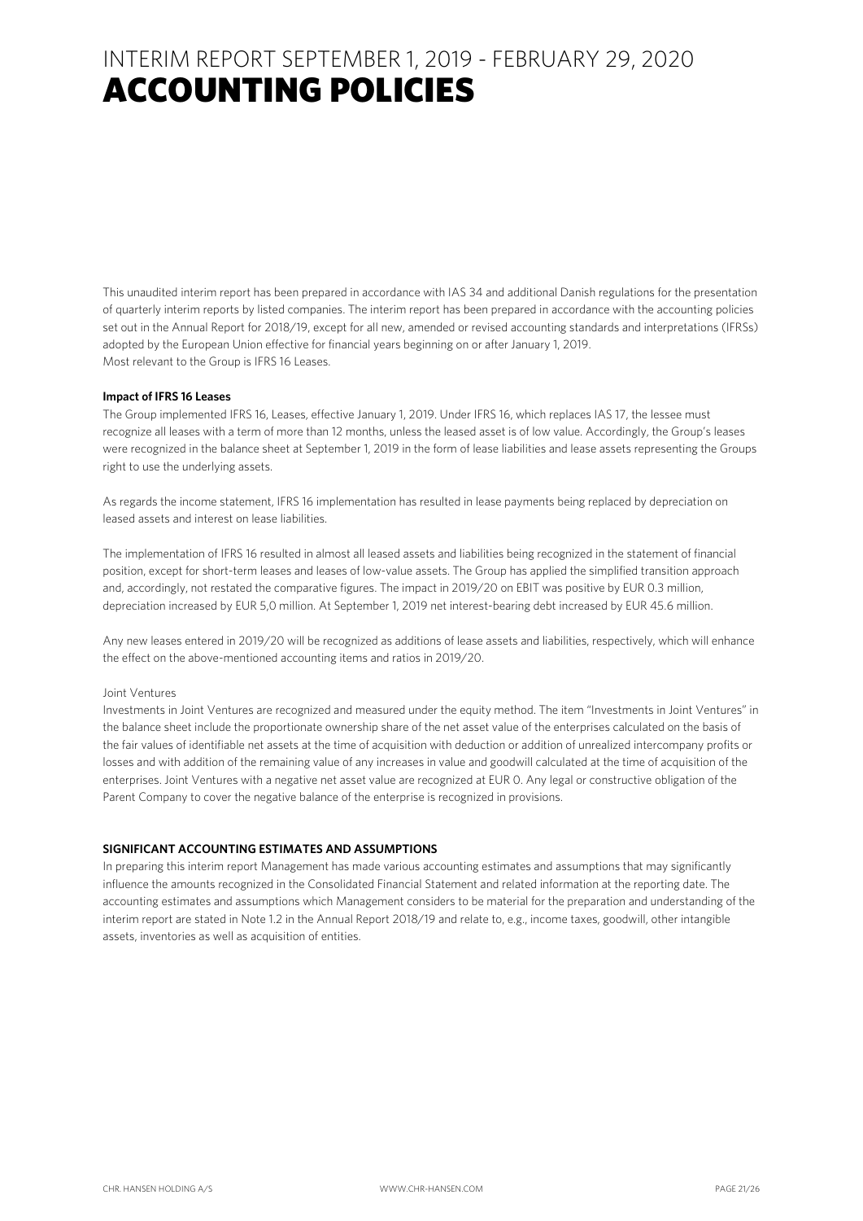# INTERIM REPORT SEPTEMBER 1, 2019 - FEBRUARY 29, 2020
# ACCOUNTING POLICIES

This unaudited interim report has been prepared in accordance with IAS 34 and additional Danish regulations for the presentation of quarterly interim reports by listed companies. The interim report has been prepared in accordance with the accounting policies set out in the Annual Report for 2018/19, except for all new, amended or revised accounting standards and interpretations (IFRSs) adopted by the European Union effective for financial years beginning on or after January 1, 2019.
Most relevant to the Group is IFRS 16 Leases.

**Impact of IFRS 16 Leases**

The Group implemented IFRS 16, Leases, effective January 1, 2019. Under IFRS 16, which replaces IAS 17, the lessee must recognize all leases with a term of more than 12 months, unless the leased asset is of low value. Accordingly, the Group's leases were recognized in the balance sheet at September 1, 2019 in the form of lease liabilities and lease assets representing the Groups right to use the underlying assets.

As regards the income statement, IFRS 16 implementation has resulted in lease payments being replaced by depreciation on leased assets and interest on lease liabilities.

The implementation of IFRS 16 resulted in almost all leased assets and liabilities being recognized in the statement of financial position, except for short-term leases and leases of low-value assets. The Group has applied the simplified transition approach and, accordingly, not restated the comparative figures. The impact in 2019/20 on EBIT was positive by EUR 0.3 million, depreciation increased by EUR 5,0 million. At September 1, 2019 net interest-bearing debt increased by EUR 45.6 million.

Any new leases entered in 2019/20 will be recognized as additions of lease assets and liabilities, respectively, which will enhance the effect on the above-mentioned accounting items and ratios in 2019/20.

Joint Ventures

Investments in Joint Ventures are recognized and measured under the equity method. The item "Investments in Joint Ventures" in the balance sheet include the proportionate ownership share of the net asset value of the enterprises calculated on the basis of the fair values of identifiable net assets at the time of acquisition with deduction or addition of unrealized intercompany profits or losses and with addition of the remaining value of any increases in value and goodwill calculated at the time of acquisition of the enterprises. Joint Ventures with a negative net asset value are recognized at EUR 0. Any legal or constructive obligation of the Parent Company to cover the negative balance of the enterprise is recognized in provisions.

**SIGNIFICANT ACCOUNTING ESTIMATES AND ASSUMPTIONS**

In preparing this interim report Management has made various accounting estimates and assumptions that may significantly influence the amounts recognized in the Consolidated Financial Statement and related information at the reporting date. The accounting estimates and assumptions which Management considers to be material for the preparation and understanding of the interim report are stated in Note 1.2 in the Annual Report 2018/19 and relate to, e.g., income taxes, goodwill, other intangible assets, inventories as well as acquisition of entities.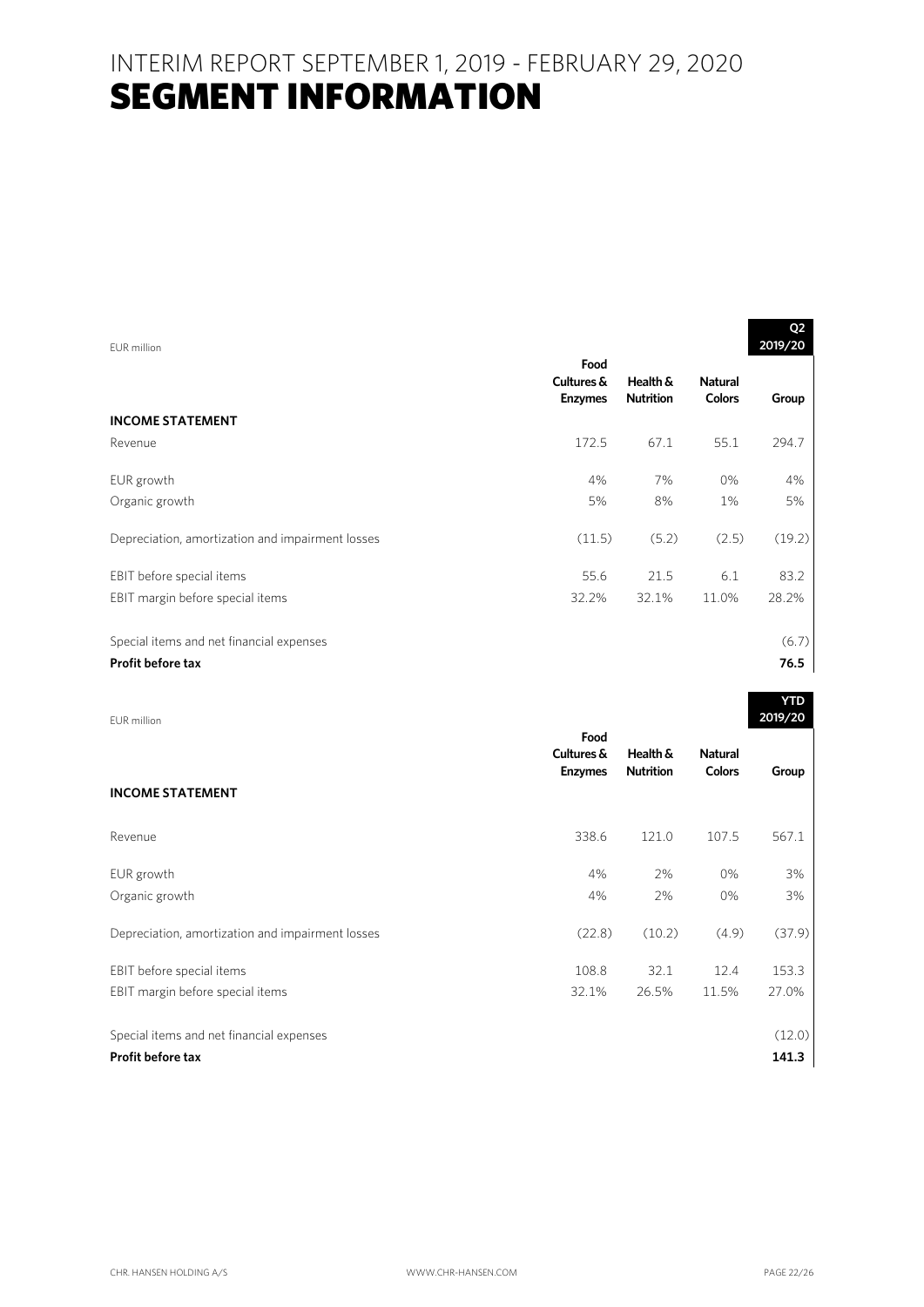# INTERIM REPORT SEPTEMBER 1, 2019 - FEBRUARY 29, 2020
# SEGMENT INFORMATION

| EUR million | | | | Q2 2019/20 |
|---|---|---|---|---|
| | **Food Cultures & Enzymes** | **Health & Nutrition** | **Natural Colors** | **Group** |
| **INCOME STATEMENT** | | | | |
| Revenue | 172.5 | 67.1 | 55.1 | 294.7 |
| EUR growth | 4% | 7% | 0% | 4% |
| Organic growth | 5% | 8% | 1% | 5% |
| Depreciation, amortization and impairment losses | (11.5) | (5.2) | (2.5) | (19.2) |
| EBIT before special items | 55.6 | 21.5 | 6.1 | 83.2 |
| EBIT margin before special items | 32.2% | 32.1% | 11.0% | 28.2% |
| Special items and net financial expenses | | | | (6.7) |
| **Profit before tax** | | | | **76.5** |

| EUR million | | | | YTD 2019/20 |
|---|---|---|---|---|
| | **Food Cultures & Enzymes** | **Health & Nutrition** | **Natural Colors** | **Group** |
| **INCOME STATEMENT** | | | | |
| Revenue | 338.6 | 121.0 | 107.5 | 567.1 |
| EUR growth | 4% | 2% | 0% | 3% |
| Organic growth | 4% | 2% | 0% | 3% |
| Depreciation, amortization and impairment losses | (22.8) | (10.2) | (4.9) | (37.9) |
| EBIT before special items | 108.8 | 32.1 | 12.4 | 153.3 |
| EBIT margin before special items | 32.1% | 26.5% | 11.5% | 27.0% |
| Special items and net financial expenses | | | | (12.0) |
| **Profit before tax** | | | | **141.3** |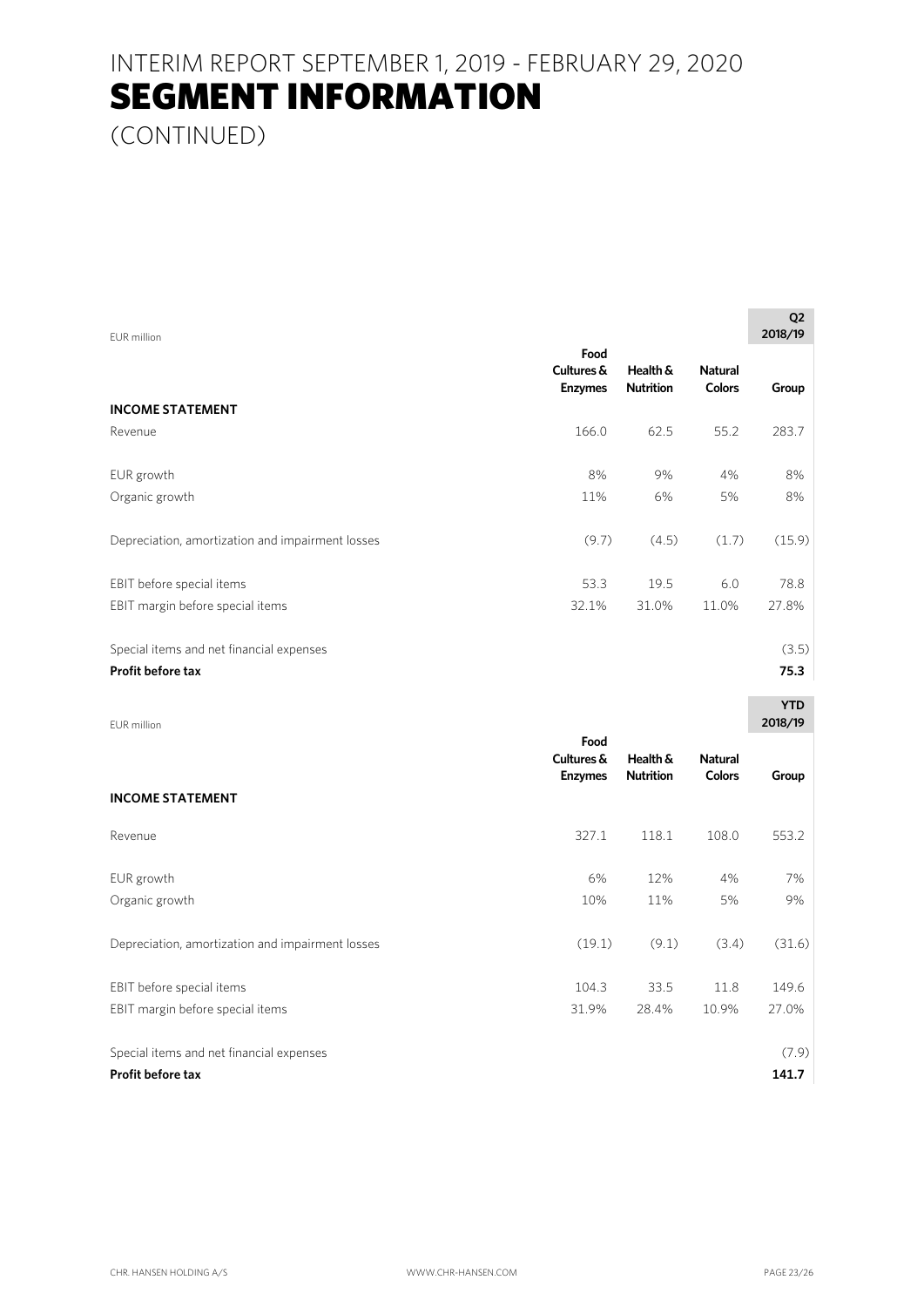# INTERIM REPORT SEPTEMBER 1, 2019 - FEBRUARY 29, 2020

# SEGMENT INFORMATION

(CONTINUED)

| EUR million | | | | Q2 2018/19 |
|---|---|---|---|---|
| | Food Cultures & Enzymes | Health & Nutrition | Natural Colors | Group |
| **INCOME STATEMENT** | | | | |
| Revenue | 166.0 | 62.5 | 55.2 | 283.7 |
| EUR growth | 8% | 9% | 4% | 8% |
| Organic growth | 11% | 6% | 5% | 8% |
| Depreciation, amortization and impairment losses | (9.7) | (4.5) | (1.7) | (15.9) |
| EBIT before special items | 53.3 | 19.5 | 6.0 | 78.8 |
| EBIT margin before special items | 32.1% | 31.0% | 11.0% | 27.8% |
| Special items and net financial expenses | | | | (3.5) |
| **Profit before tax** | | | | **75.3** |

| EUR million | | | | YTD 2018/19 |
|---|---|---|---|---|
| | Food Cultures & Enzymes | Health & Nutrition | Natural Colors | Group |
| **INCOME STATEMENT** | | | | |
| Revenue | 327.1 | 118.1 | 108.0 | 553.2 |
| EUR growth | 6% | 12% | 4% | 7% |
| Organic growth | 10% | 11% | 5% | 9% |
| Depreciation, amortization and impairment losses | (19.1) | (9.1) | (3.4) | (31.6) |
| EBIT before special items | 104.3 | 33.5 | 11.8 | 149.6 |
| EBIT margin before special items | 31.9% | 28.4% | 10.9% | 27.0% |
| Special items and net financial expenses | | | | (7.9) |
| **Profit before tax** | | | | **141.7** |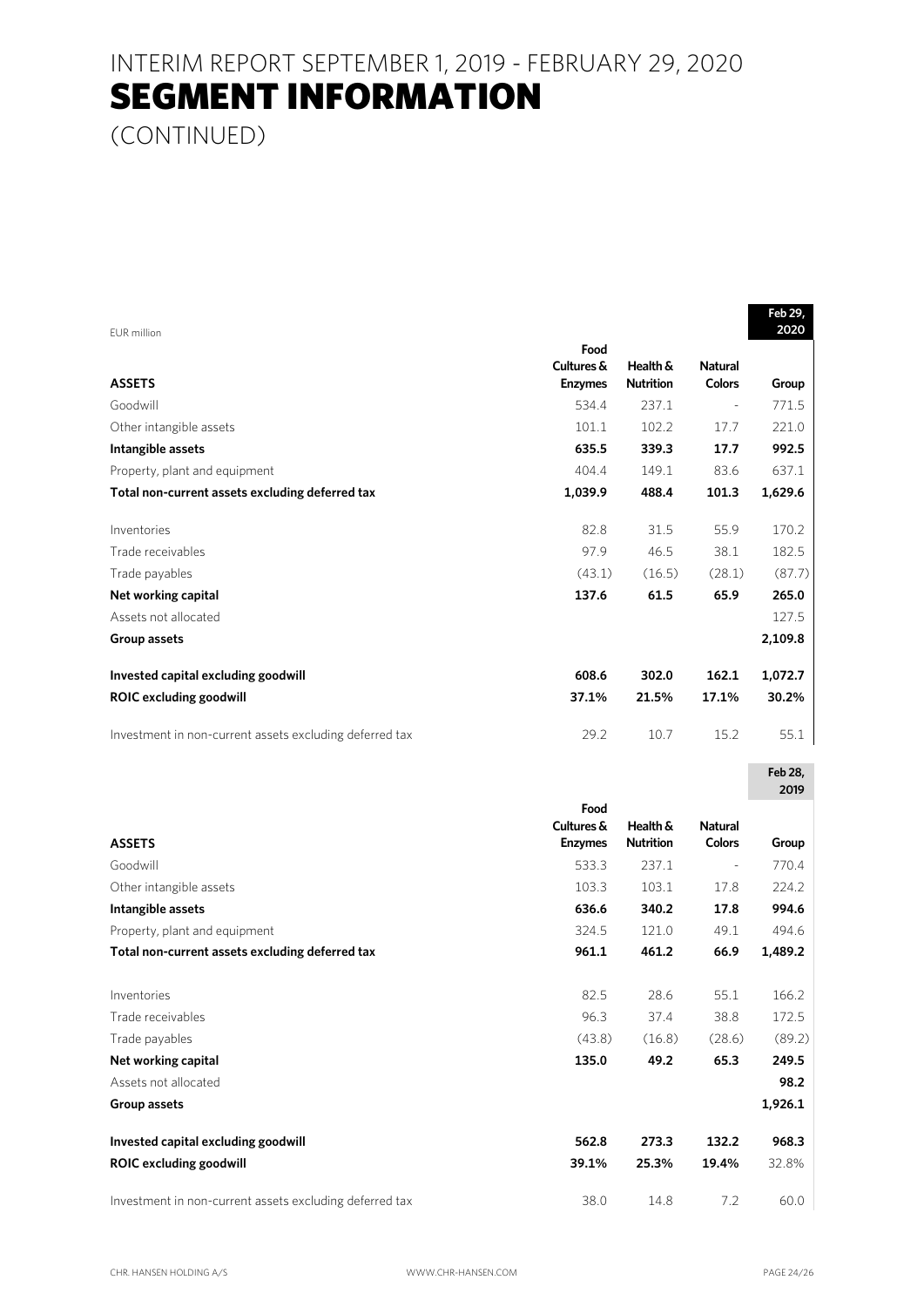# INTERIM REPORT SEPTEMBER 1, 2019 - FEBRUARY 29, 2020

# SEGMENT INFORMATION

(CONTINUED)

EUR million

| ASSETS | Food Cultures & Enzymes | Health & Nutrition | Natural Colors | Feb 29, 2020 Group |
|---|---|---|---|---|
| Goodwill | 534.4 | 237.1 | - | 771.5 |
| Other intangible assets | 101.1 | 102.2 | 17.7 | 221.0 |
| **Intangible assets** | **635.5** | **339.3** | **17.7** | **992.5** |
| Property, plant and equipment | 404.4 | 149.1 | 83.6 | 637.1 |
| **Total non-current assets excluding deferred tax** | **1,039.9** | **488.4** | **101.3** | **1,629.6** |
| Inventories | 82.8 | 31.5 | 55.9 | 170.2 |
| Trade receivables | 97.9 | 46.5 | 38.1 | 182.5 |
| Trade payables | (43.1) | (16.5) | (28.1) | (87.7) |
| **Net working capital** | **137.6** | **61.5** | **65.9** | **265.0** |
| Assets not allocated | | | | 127.5 |
| **Group assets** | | | | **2,109.8** |
| **Invested capital excluding goodwill** | **608.6** | **302.0** | **162.1** | **1,072.7** |
| **ROIC excluding goodwill** | **37.1%** | **21.5%** | **17.1%** | **30.2%** |
| Investment in non-current assets excluding deferred tax | 29.2 | 10.7 | 15.2 | 55.1 |

| ASSETS | Food Cultures & Enzymes | Health & Nutrition | Natural Colors | Feb 28, 2019 Group |
|---|---|---|---|---|
| Goodwill | 533.3 | 237.1 | - | 770.4 |
| Other intangible assets | 103.3 | 103.1 | 17.8 | 224.2 |
| **Intangible assets** | **636.6** | **340.2** | **17.8** | **994.6** |
| Property, plant and equipment | 324.5 | 121.0 | 49.1 | 494.6 |
| **Total non-current assets excluding deferred tax** | **961.1** | **461.2** | **66.9** | **1,489.2** |
| Inventories | 82.5 | 28.6 | 55.1 | 166.2 |
| Trade receivables | 96.3 | 37.4 | 38.8 | 172.5 |
| Trade payables | (43.8) | (16.8) | (28.6) | (89.2) |
| **Net working capital** | **135.0** | **49.2** | **65.3** | **249.5** |
| Assets not allocated | | | | **98.2** |
| **Group assets** | | | | **1,926.1** |
| **Invested capital excluding goodwill** | **562.8** | **273.3** | **132.2** | **968.3** |
| **ROIC excluding goodwill** | **39.1%** | **25.3%** | **19.4%** | 32.8% |
| Investment in non-current assets excluding deferred tax | 38.0 | 14.8 | 7.2 | 60.0 |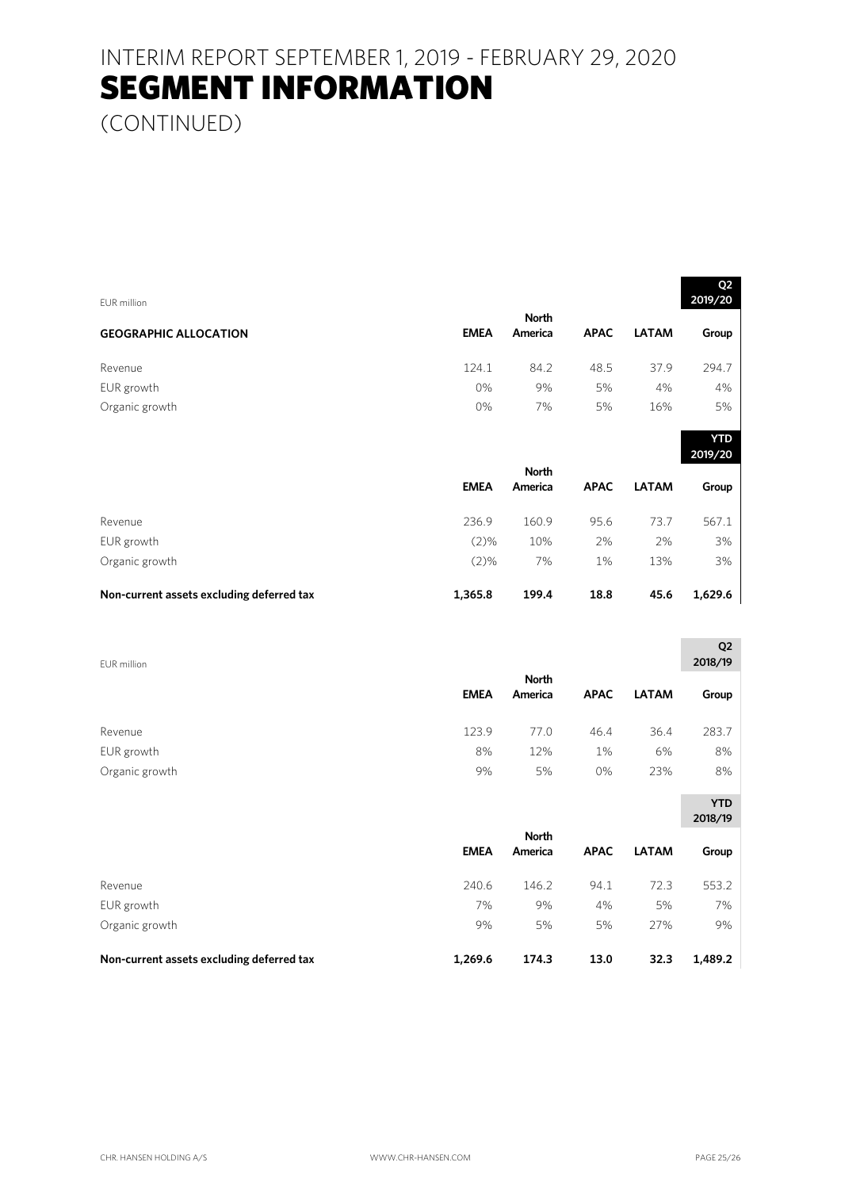# INTERIM REPORT SEPTEMBER 1, 2019 - FEBRUARY 29, 2020

# SEGMENT INFORMATION

(CONTINUED)

EUR million

| GEOGRAPHIC ALLOCATION | EMEA | North America | APAC | LATAM | Q2 2019/20 Group |
|---|---|---|---|---|---|
| Revenue | 124.1 | 84.2 | 48.5 | 37.9 | 294.7 |
| EUR growth | 0% | 9% | 5% | 4% | 4% |
| Organic growth | 0% | 7% | 5% | 16% | 5% |

| | EMEA | North America | APAC | LATAM | YTD 2019/20 Group |
|---|---|---|---|---|---|
| Revenue | 236.9 | 160.9 | 95.6 | 73.7 | 567.1 |
| EUR growth | (2)% | 10% | 2% | 2% | 3% |
| Organic growth | (2)% | 7% | 1% | 13% | 3% |
| **Non-current assets excluding deferred tax** | **1,365.8** | **199.4** | **18.8** | **45.6** | **1,629.6** |

EUR million

| | EMEA | North America | APAC | LATAM | Q2 2018/19 Group |
|---|---|---|---|---|---|
| Revenue | 123.9 | 77.0 | 46.4 | 36.4 | 283.7 |
| EUR growth | 8% | 12% | 1% | 6% | 8% |
| Organic growth | 9% | 5% | 0% | 23% | 8% |

| | EMEA | North America | APAC | LATAM | YTD 2018/19 Group |
|---|---|---|---|---|---|
| Revenue | 240.6 | 146.2 | 94.1 | 72.3 | 553.2 |
| EUR growth | 7% | 9% | 4% | 5% | 7% |
| Organic growth | 9% | 5% | 5% | 27% | 9% |
| **Non-current assets excluding deferred tax** | **1,269.6** | **174.3** | **13.0** | **32.3** | **1,489.2** |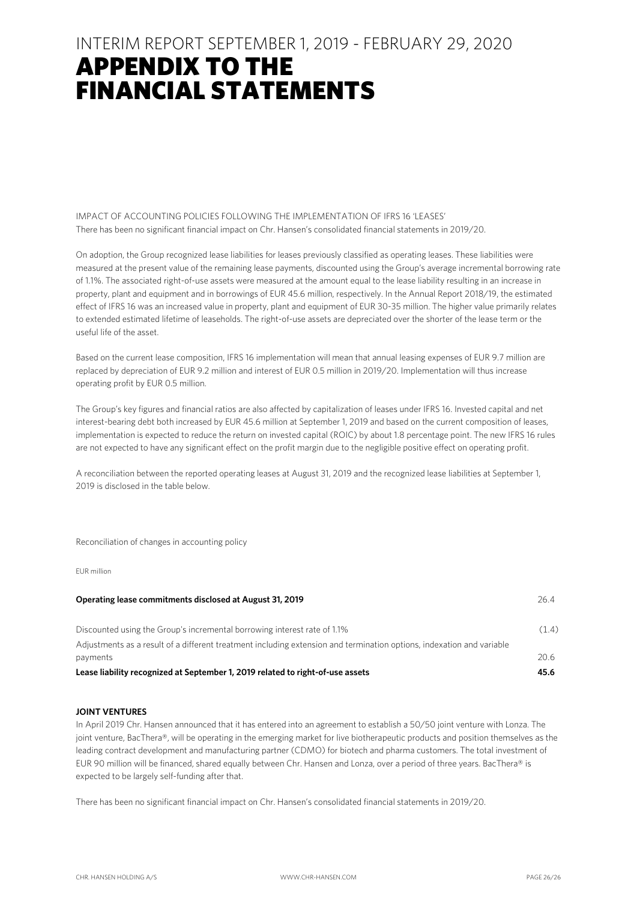# INTERIM REPORT SEPTEMBER 1, 2019 - FEBRUARY 29, 2020

# APPENDIX TO THE FINANCIAL STATEMENTS

IMPACT OF ACCOUNTING POLICIES FOLLOWING THE IMPLEMENTATION OF IFRS 16 'LEASES'

There has been no significant financial impact on Chr. Hansen's consolidated financial statements in 2019/20.

On adoption, the Group recognized lease liabilities for leases previously classified as operating leases. These liabilities were measured at the present value of the remaining lease payments, discounted using the Group's average incremental borrowing rate of 1.1%. The associated right-of-use assets were measured at the amount equal to the lease liability resulting in an increase in property, plant and equipment and in borrowings of EUR 45.6 million, respectively. In the Annual Report 2018/19, the estimated effect of IFRS 16 was an increased value in property, plant and equipment of EUR 30-35 million. The higher value primarily relates to extended estimated lifetime of leaseholds. The right-of-use assets are depreciated over the shorter of the lease term or the useful life of the asset.

Based on the current lease composition, IFRS 16 implementation will mean that annual leasing expenses of EUR 9.7 million are replaced by depreciation of EUR 9.2 million and interest of EUR 0.5 million in 2019/20. Implementation will thus increase operating profit by EUR 0.5 million.

The Group's key figures and financial ratios are also affected by capitalization of leases under IFRS 16. Invested capital and net interest-bearing debt both increased by EUR 45.6 million at September 1, 2019 and based on the current composition of leases, implementation is expected to reduce the return on invested capital (ROIC) by about 1.8 percentage point. The new IFRS 16 rules are not expected to have any significant effect on the profit margin due to the negligible positive effect on operating profit.

A reconciliation between the reported operating leases at August 31, 2019 and the recognized lease liabilities at September 1, 2019 is disclosed in the table below.

Reconciliation of changes in accounting policy

EUR million

| | |
|---|---|
| **Operating lease commitments disclosed at August 31, 2019** | 26.4 |
| Discounted using the Group's incremental borrowing interest rate of 1.1% | (1.4) |
| Adjustments as a result of a different treatment including extension and termination options, indexation and variable payments | 20.6 |
| **Lease liability recognized at September 1, 2019 related to right-of-use assets** | **45.6** |

**JOINT VENTURES**

In April 2019 Chr. Hansen announced that it has entered into an agreement to establish a 50/50 joint venture with Lonza. The joint venture, BacThera®, will be operating in the emerging market for live biotherapeutic products and position themselves as the leading contract development and manufacturing partner (CDMO) for biotech and pharma customers. The total investment of EUR 90 million will be financed, shared equally between Chr. Hansen and Lonza, over a period of three years. BacThera® is expected to be largely self-funding after that.

There has been no significant financial impact on Chr. Hansen's consolidated financial statements in 2019/20.